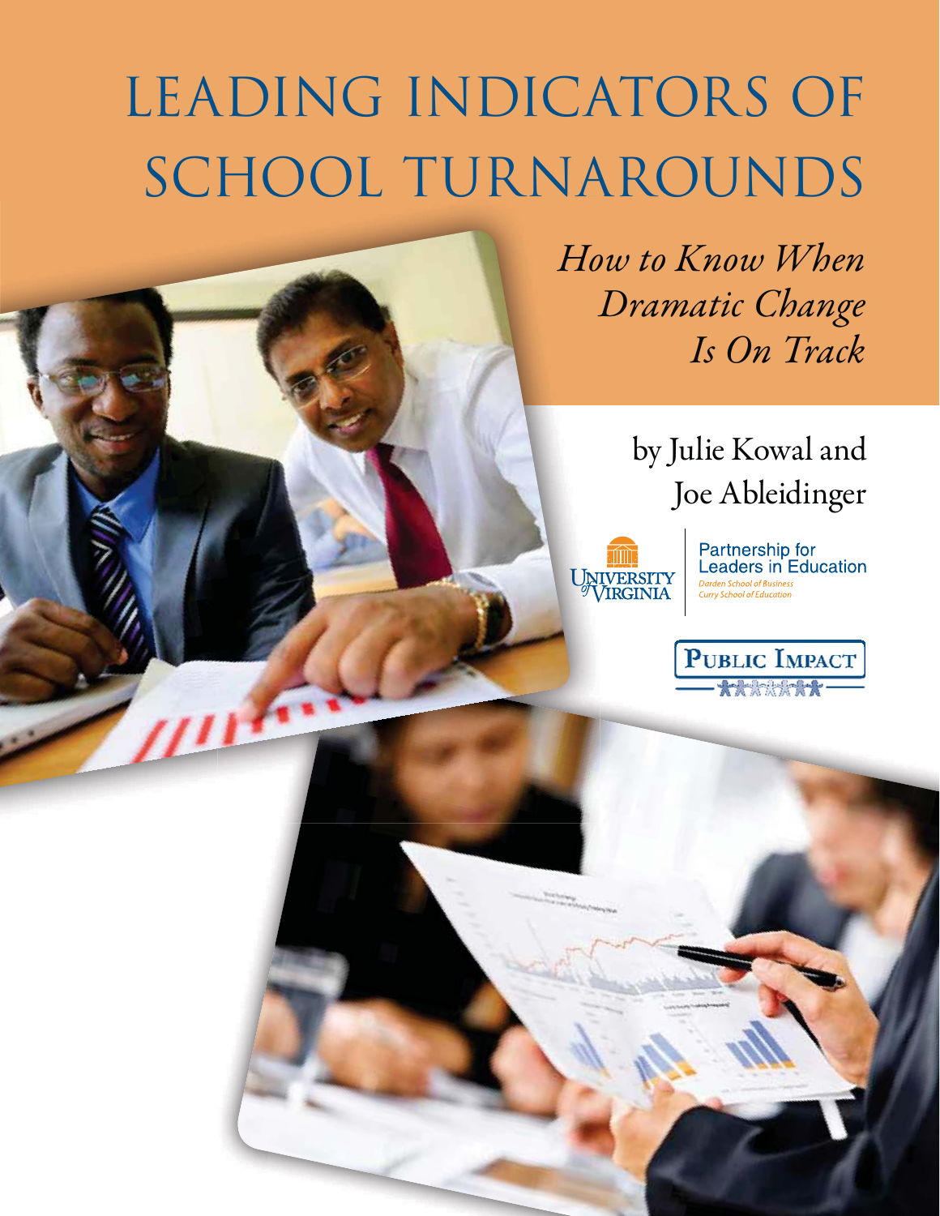# LEADING INDICATORS OF SCHOOL TURNAROUNDS

*How to Know When Dramatic Change Is On Track*

by Julie Kowal and Joe Ableidinger

University of Virginia

Partnership for Leaders in Education
*Darden School of Business*
*Curry School of Education*

PUBLIC IMPACT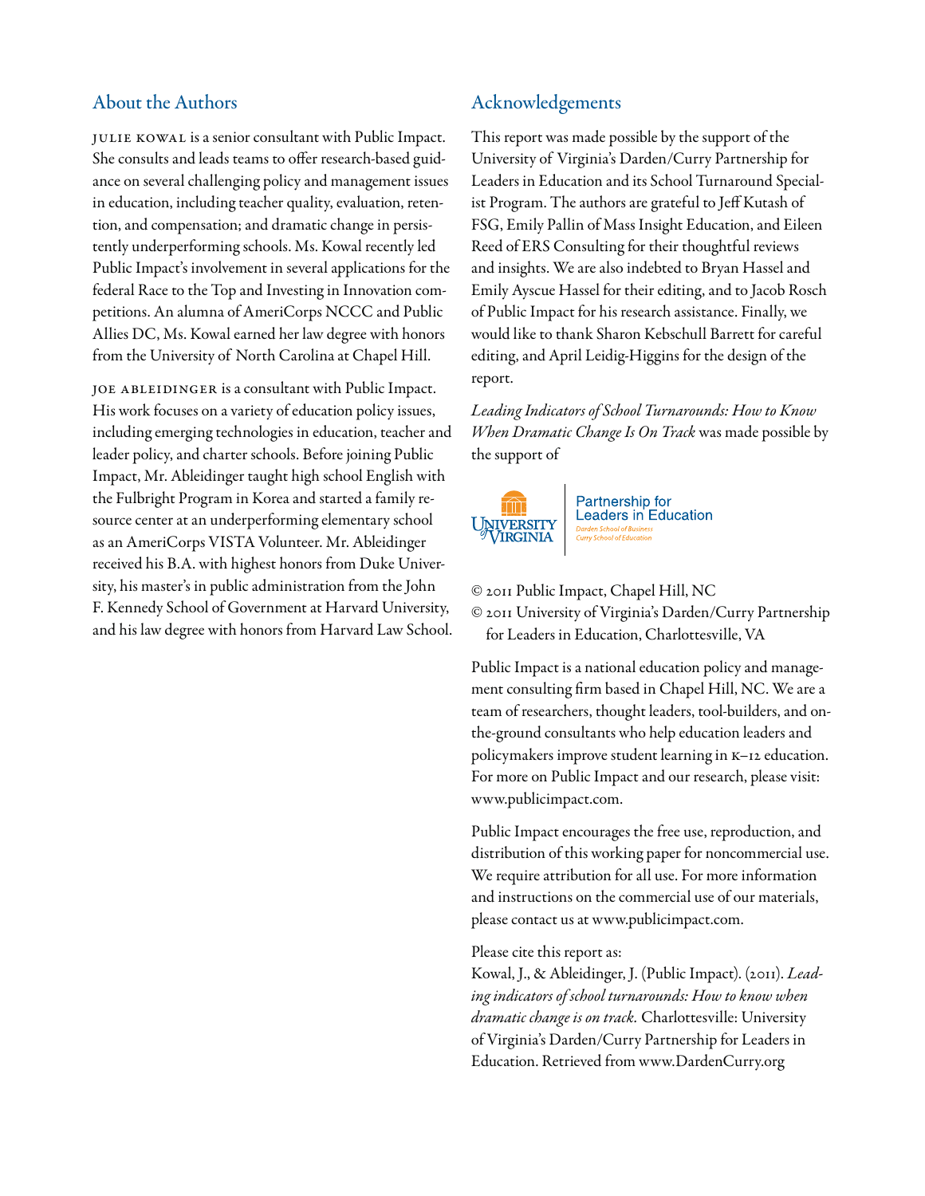## About the Authors

JULIE KOWAL is a senior consultant with Public Impact. She consults and leads teams to offer research-based guidance on several challenging policy and management issues in education, including teacher quality, evaluation, retention, and compensation; and dramatic change in persistently underperforming schools. Ms. Kowal recently led Public Impact's involvement in several applications for the federal Race to the Top and Investing in Innovation competitions. An alumna of AmeriCorps NCCC and Public Allies DC, Ms. Kowal earned her law degree with honors from the University of North Carolina at Chapel Hill.

JOE ABLEIDINGER is a consultant with Public Impact. His work focuses on a variety of education policy issues, including emerging technologies in education, teacher and leader policy, and charter schools. Before joining Public Impact, Mr. Ableidinger taught high school English with the Fulbright Program in Korea and started a family resource center at an underperforming elementary school as an AmeriCorps VISTA Volunteer. Mr. Ableidinger received his B.A. with highest honors from Duke University, his master's in public administration from the John F. Kennedy School of Government at Harvard University, and his law degree with honors from Harvard Law School.

## Acknowledgements

This report was made possible by the support of the University of Virginia's Darden/Curry Partnership for Leaders in Education and its School Turnaround Specialist Program. The authors are grateful to Jeff Kutash of FSG, Emily Pallin of Mass Insight Education, and Eileen Reed of ERS Consulting for their thoughtful reviews and insights. We are also indebted to Bryan Hassel and Emily Ayscue Hassel for their editing, and to Jacob Rosch of Public Impact for his research assistance. Finally, we would like to thank Sharon Kebschull Barrett for careful editing, and April Leidig-Higgins for the design of the report.

*Leading Indicators of School Turnarounds: How to Know When Dramatic Change Is On Track* was made possible by the support of

University of Virginia — Partnership for Leaders in Education — Darden School of Business, Curry School of Education

© 2011 Public Impact, Chapel Hill, NC
© 2011 University of Virginia's Darden/Curry Partnership for Leaders in Education, Charlottesville, VA

Public Impact is a national education policy and management consulting firm based in Chapel Hill, NC. We are a team of researchers, thought leaders, tool-builders, and on-the-ground consultants who help education leaders and policymakers improve student learning in K–12 education. For more on Public Impact and our research, please visit: www.publicimpact.com.

Public Impact encourages the free use, reproduction, and distribution of this working paper for noncommercial use. We require attribution for all use. For more information and instructions on the commercial use of our materials, please contact us at www.publicimpact.com.

Please cite this report as:
Kowal, J., & Ableidinger, J. (Public Impact). (2011). *Leading indicators of school turnarounds: How to know when dramatic change is on track.* Charlottesville: University of Virginia's Darden/Curry Partnership for Leaders in Education. Retrieved from www.DardenCurry.org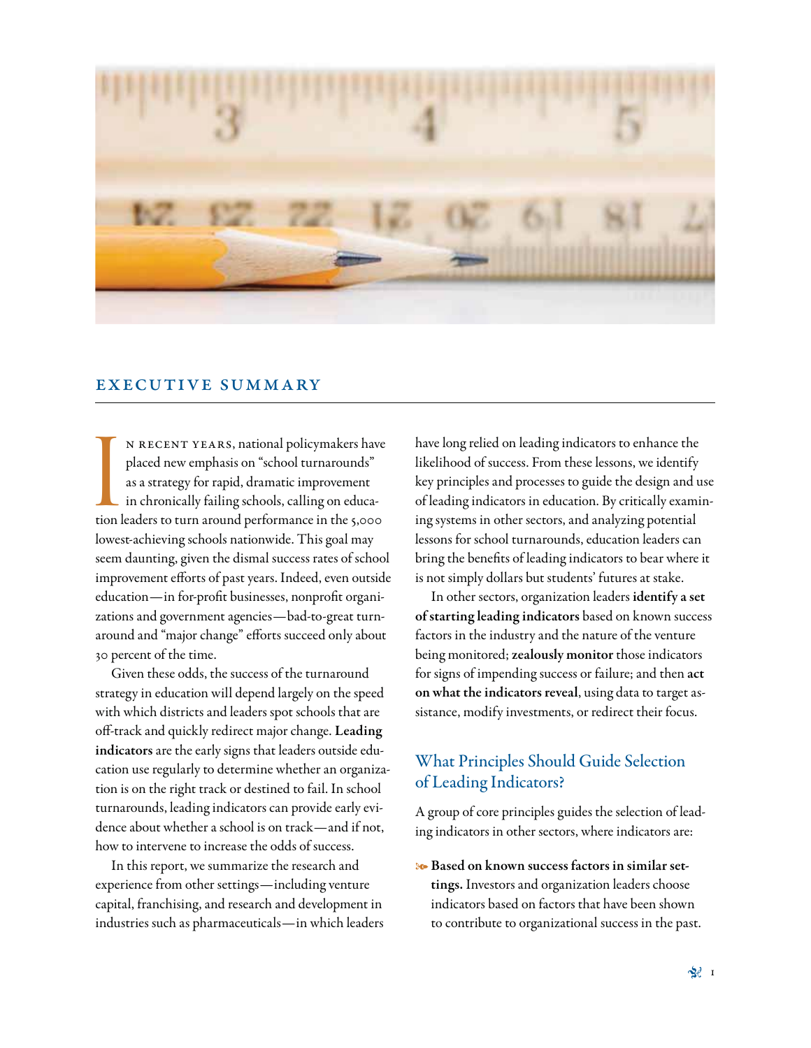## EXECUTIVE SUMMARY

In recent years, national policymakers have placed new emphasis on "school turnarounds" as a strategy for rapid, dramatic improvement in chronically failing schools, calling on education leaders to turn around performance in the 5,000 lowest-achieving schools nationwide. This goal may seem daunting, given the dismal success rates of school improvement efforts of past years. Indeed, even outside education—in for-profit businesses, nonprofit organizations and government agencies—bad-to-great turnaround and "major change" efforts succeed only about 30 percent of the time.

Given these odds, the success of the turnaround strategy in education will depend largely on the speed with which districts and leaders spot schools that are off-track and quickly redirect major change. **Leading indicators** are the early signs that leaders outside education use regularly to determine whether an organization is on the right track or destined to fail. In school turnarounds, leading indicators can provide early evidence about whether a school is on track—and if not, how to intervene to increase the odds of success.

In this report, we summarize the research and experience from other settings—including venture capital, franchising, and research and development in industries such as pharmaceuticals—in which leaders have long relied on leading indicators to enhance the likelihood of success. From these lessons, we identify key principles and processes to guide the design and use of leading indicators in education. By critically examining systems in other sectors, and analyzing potential lessons for school turnarounds, education leaders can bring the benefits of leading indicators to bear where it is not simply dollars but students' futures at stake.

In other sectors, organization leaders **identify a set of starting leading indicators** based on known success factors in the industry and the nature of the venture being monitored; **zealously monitor** those indicators for signs of impending success or failure; and then **act on what the indicators reveal**, using data to target assistance, modify investments, or redirect their focus.

### What Principles Should Guide Selection of Leading Indicators?

A group of core principles guides the selection of leading indicators in other sectors, where indicators are:

- **Based on known success factors in similar settings.** Investors and organization leaders choose indicators based on factors that have been shown to contribute to organizational success in the past.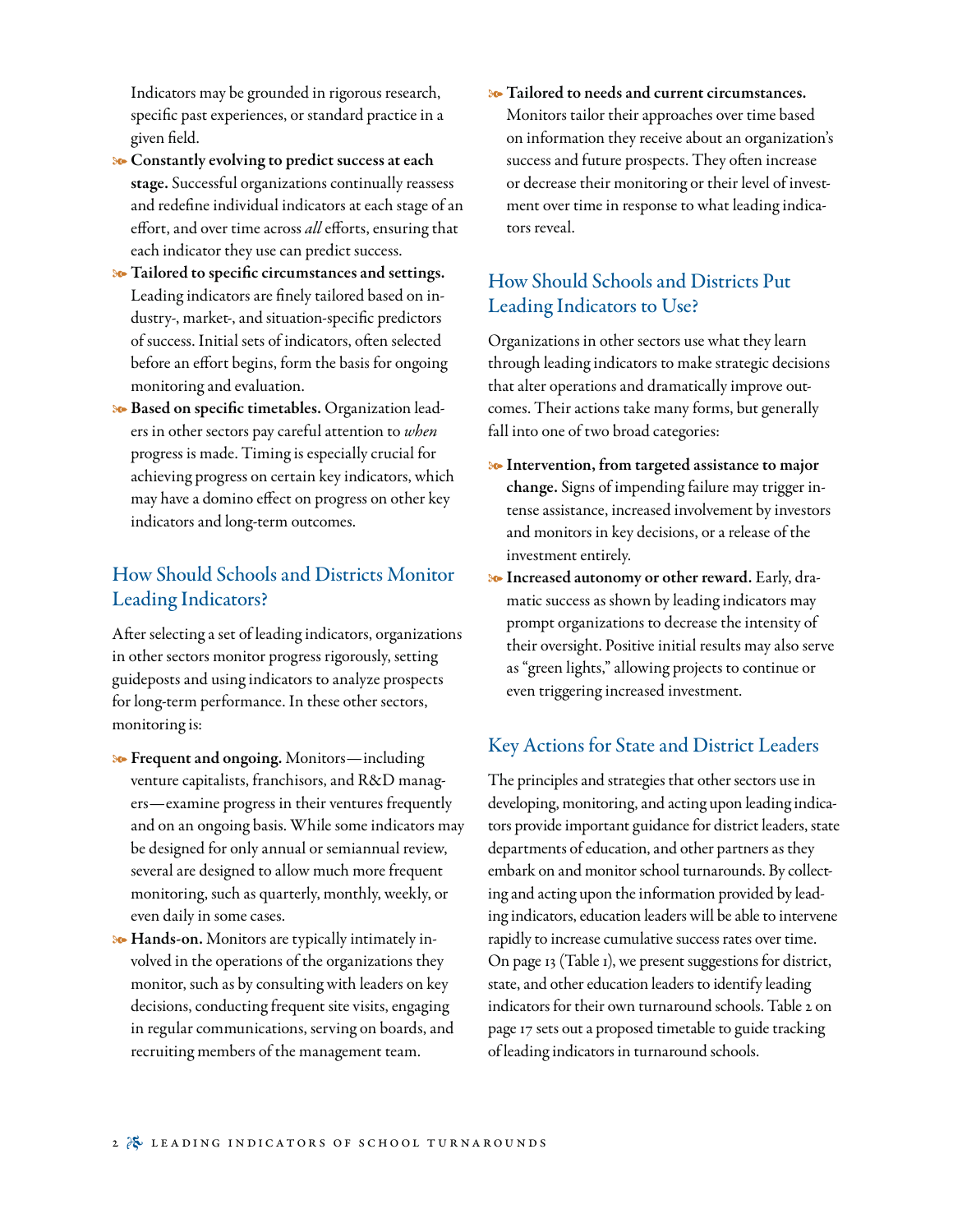Indicators may be grounded in rigorous research, specific past experiences, or standard practice in a given field.

- **Constantly evolving to predict success at each stage.** Successful organizations continually reassess and redefine individual indicators at each stage of an effort, and over time across *all* efforts, ensuring that each indicator they use can predict success.
- **Tailored to specific circumstances and settings.** Leading indicators are finely tailored based on industry-, market-, and situation-specific predictors of success. Initial sets of indicators, often selected before an effort begins, form the basis for ongoing monitoring and evaluation.
- **Based on specific timetables.** Organization leaders in other sectors pay careful attention to *when* progress is made. Timing is especially crucial for achieving progress on certain key indicators, which may have a domino effect on progress on other key indicators and long-term outcomes.

## How Should Schools and Districts Monitor Leading Indicators?

After selecting a set of leading indicators, organizations in other sectors monitor progress rigorously, setting guideposts and using indicators to analyze prospects for long-term performance. In these other sectors, monitoring is:

- **Frequent and ongoing.** Monitors—including venture capitalists, franchisors, and R&D managers—examine progress in their ventures frequently and on an ongoing basis. While some indicators may be designed for only annual or semiannual review, several are designed to allow much more frequent monitoring, such as quarterly, monthly, weekly, or even daily in some cases.
- **Hands-on.** Monitors are typically intimately involved in the operations of the organizations they monitor, such as by consulting with leaders on key decisions, conducting frequent site visits, engaging in regular communications, serving on boards, and recruiting members of the management team.
- **Tailored to needs and current circumstances.** Monitors tailor their approaches over time based on information they receive about an organization's success and future prospects. They often increase or decrease their monitoring or their level of investment over time in response to what leading indicators reveal.

## How Should Schools and Districts Put Leading Indicators to Use?

Organizations in other sectors use what they learn through leading indicators to make strategic decisions that alter operations and dramatically improve outcomes. Their actions take many forms, but generally fall into one of two broad categories:

- **Intervention, from targeted assistance to major change.** Signs of impending failure may trigger intense assistance, increased involvement by investors and monitors in key decisions, or a release of the investment entirely.
- **Increased autonomy or other reward.** Early, dramatic success as shown by leading indicators may prompt organizations to decrease the intensity of their oversight. Positive initial results may also serve as "green lights," allowing projects to continue or even triggering increased investment.

## Key Actions for State and District Leaders

The principles and strategies that other sectors use in developing, monitoring, and acting upon leading indicators provide important guidance for district leaders, state departments of education, and other partners as they embark on and monitor school turnarounds. By collecting and acting upon the information provided by leading indicators, education leaders will be able to intervene rapidly to increase cumulative success rates over time. On page 13 (Table 1), we present suggestions for district, state, and other education leaders to identify leading indicators for their own turnaround schools. Table 2 on page 17 sets out a proposed timetable to guide tracking of leading indicators in turnaround schools.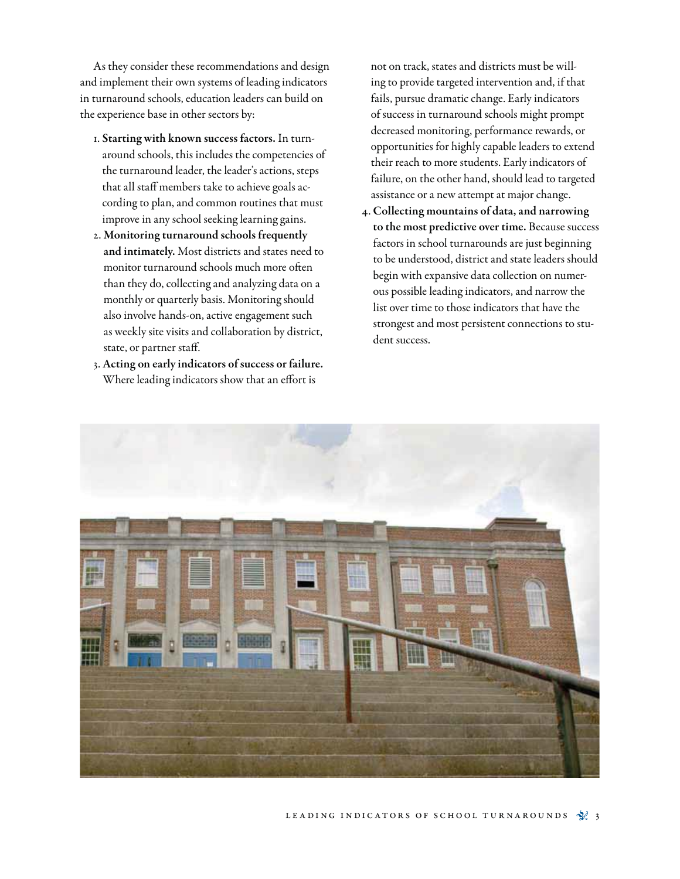As they consider these recommendations and design and implement their own systems of leading indicators in turnaround schools, education leaders can build on the experience base in other sectors by:

1. **Starting with known success factors.** In turnaround schools, this includes the competencies of the turnaround leader, the leader's actions, steps that all staff members take to achieve goals according to plan, and common routines that must improve in any school seeking learning gains.
2. **Monitoring turnaround schools frequently and intimately.** Most districts and states need to monitor turnaround schools much more often than they do, collecting and analyzing data on a monthly or quarterly basis. Monitoring should also involve hands-on, active engagement such as weekly site visits and collaboration by district, state, or partner staff.
3. **Acting on early indicators of success or failure.** Where leading indicators show that an effort is not on track, states and districts must be willing to provide targeted intervention and, if that fails, pursue dramatic change. Early indicators of success in turnaround schools might prompt decreased monitoring, performance rewards, or opportunities for highly capable leaders to extend their reach to more students. Early indicators of failure, on the other hand, should lead to targeted assistance or a new attempt at major change.
4. **Collecting mountains of data, and narrowing to the most predictive over time.** Because success factors in school turnarounds are just beginning to be understood, district and state leaders should begin with expansive data collection on numerous possible leading indicators, and narrow the list over time to those indicators that have the strongest and most persistent connections to student success.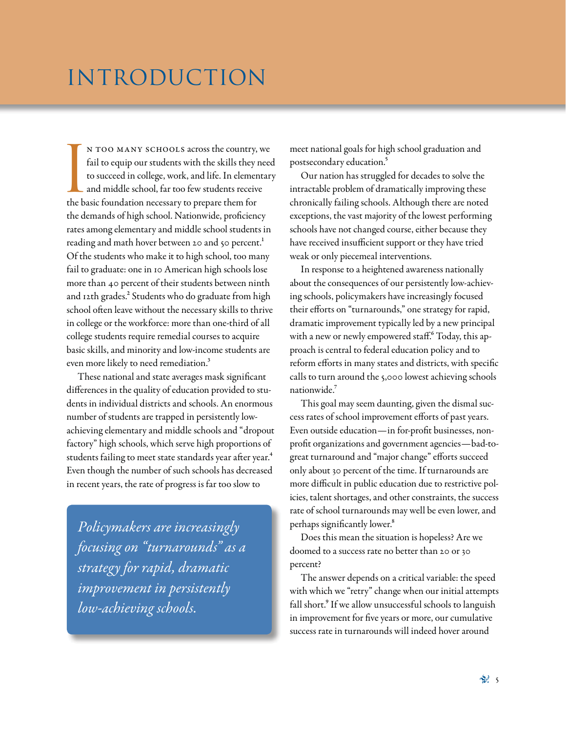# INTRODUCTION

In too many schools across the country, we fail to equip our students with the skills they need to succeed in college, work, and life. In elementary and middle school, far too few students receive the basic foundation necessary to prepare them for the demands of high school. Nationwide, proficiency rates among elementary and middle school students in reading and math hover between 20 and 50 percent.[1] Of the students who make it to high school, too many fail to graduate: one in 10 American high schools lose more than 40 percent of their students between ninth and 12th grades.[2] Students who do graduate from high school often leave without the necessary skills to thrive in college or the workforce: more than one-third of all college students require remedial courses to acquire basic skills, and minority and low-income students are even more likely to need remediation.[3]

These national and state averages mask significant differences in the quality of education provided to students in individual districts and schools. An enormous number of students are trapped in persistently low-achieving elementary and middle schools and "dropout factory" high schools, which serve high proportions of students failing to meet state standards year after year.[4] Even though the number of such schools has decreased in recent years, the rate of progress is far too slow to meet national goals for high school graduation and postsecondary education.[5]

*Policymakers are increasingly focusing on "turnarounds" as a strategy for rapid, dramatic improvement in persistently low-achieving schools.*

Our nation has struggled for decades to solve the intractable problem of dramatically improving these chronically failing schools. Although there are noted exceptions, the vast majority of the lowest performing schools have not changed course, either because they have received insufficient support or they have tried weak or only piecemeal interventions.

In response to a heightened awareness nationally about the consequences of our persistently low-achieving schools, policymakers have increasingly focused their efforts on "turnarounds," one strategy for rapid, dramatic improvement typically led by a new principal with a new or newly empowered staff.[6] Today, this approach is central to federal education policy and to reform efforts in many states and districts, with specific calls to turn around the 5,000 lowest achieving schools nationwide.[7]

This goal may seem daunting, given the dismal success rates of school improvement efforts of past years. Even outside education—in for-profit businesses, nonprofit organizations and government agencies—bad-to-great turnaround and "major change" efforts succeed only about 30 percent of the time. If turnarounds are more difficult in public education due to restrictive policies, talent shortages, and other constraints, the success rate of school turnarounds may well be even lower, and perhaps significantly lower.[8]

Does this mean the situation is hopeless? Are we doomed to a success rate no better than 20 or 30 percent?

The answer depends on a critical variable: the speed with which we "retry" change when our initial attempts fall short.[9] If we allow unsuccessful schools to languish in improvement for five years or more, our cumulative success rate in turnarounds will indeed hover around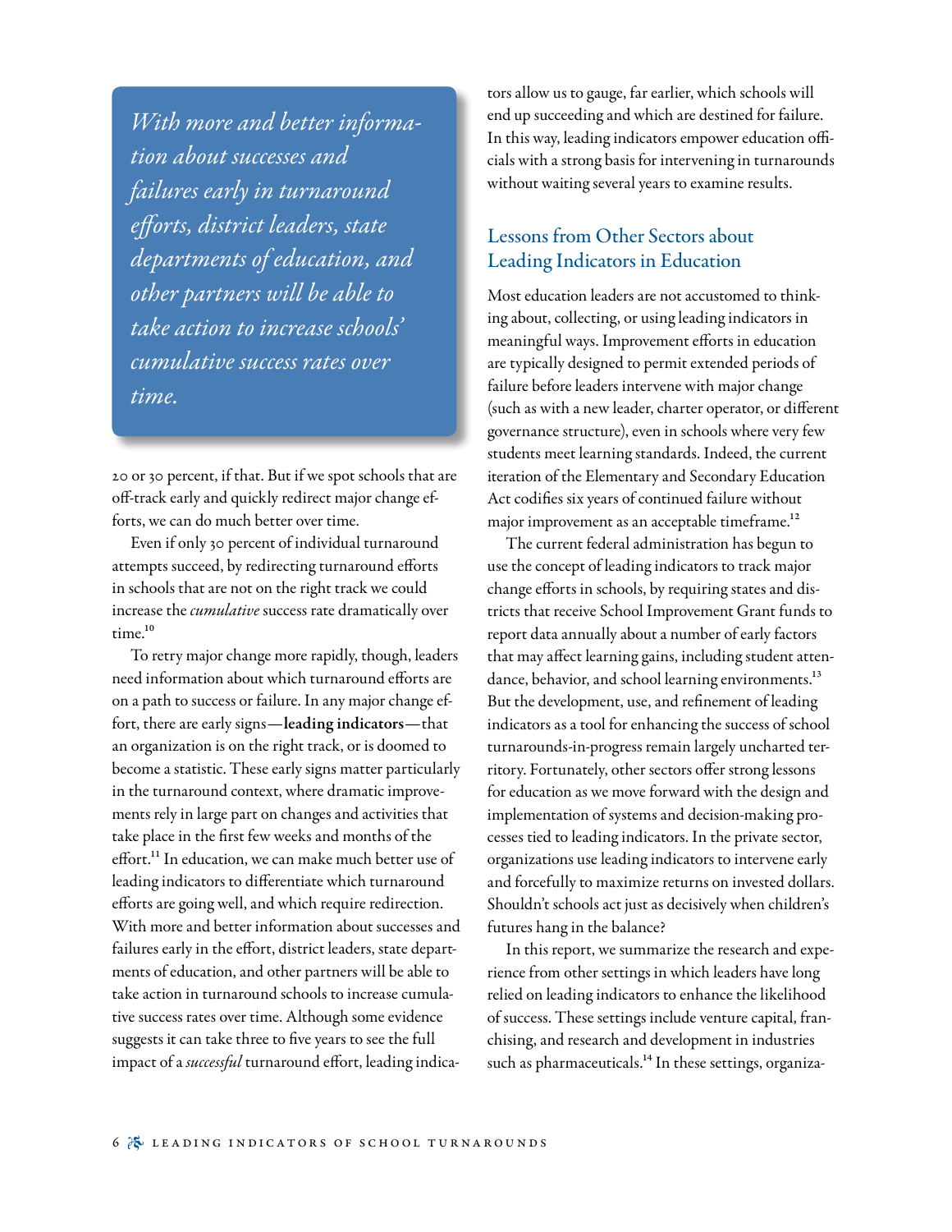*With more and better information about successes and failures early in turnaround efforts, district leaders, state departments of education, and other partners will be able to take action to increase schools' cumulative success rates over time.*

20 or 30 percent, if that. But if we spot schools that are off-track early and quickly redirect major change efforts, we can do much better over time.

Even if only 30 percent of individual turnaround attempts succeed, by redirecting turnaround efforts in schools that are not on the right track we could increase the *cumulative* success rate dramatically over time.[10]

To retry major change more rapidly, though, leaders need information about which turnaround efforts are on a path to success or failure. In any major change effort, there are early signs—**leading indicators**—that an organization is on the right track, or is doomed to become a statistic. These early signs matter particularly in the turnaround context, where dramatic improvements rely in large part on changes and activities that take place in the first few weeks and months of the effort.[11] In education, we can make much better use of leading indicators to differentiate which turnaround efforts are going well, and which require redirection. With more and better information about successes and failures early in the effort, district leaders, state departments of education, and other partners will be able to take action in turnaround schools to increase cumulative success rates over time. Although some evidence suggests it can take three to five years to see the full impact of a *successful* turnaround effort, leading indicators allow us to gauge, far earlier, which schools will end up succeeding and which are destined for failure. In this way, leading indicators empower education officials with a strong basis for intervening in turnarounds without waiting several years to examine results.

## Lessons from Other Sectors about Leading Indicators in Education

Most education leaders are not accustomed to thinking about, collecting, or using leading indicators in meaningful ways. Improvement efforts in education are typically designed to permit extended periods of failure before leaders intervene with major change (such as with a new leader, charter operator, or different governance structure), even in schools where very few students meet learning standards. Indeed, the current iteration of the Elementary and Secondary Education Act codifies six years of continued failure without major improvement as an acceptable timeframe.[12]

The current federal administration has begun to use the concept of leading indicators to track major change efforts in schools, by requiring states and districts that receive School Improvement Grant funds to report data annually about a number of early factors that may affect learning gains, including student attendance, behavior, and school learning environments.[13] But the development, use, and refinement of leading indicators as a tool for enhancing the success of school turnarounds-in-progress remain largely uncharted territory. Fortunately, other sectors offer strong lessons for education as we move forward with the design and implementation of systems and decision-making processes tied to leading indicators. In the private sector, organizations use leading indicators to intervene early and forcefully to maximize returns on invested dollars. Shouldn't schools act just as decisively when children's futures hang in the balance?

In this report, we summarize the research and experience from other settings in which leaders have long relied on leading indicators to enhance the likelihood of success. These settings include venture capital, franchising, and research and development in industries such as pharmaceuticals.[14] In these settings, organiza-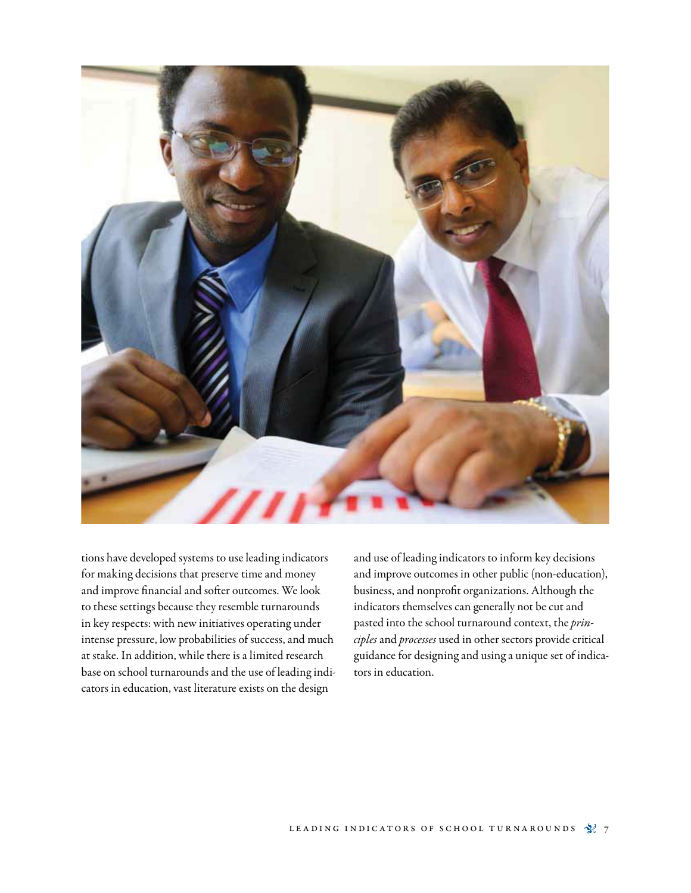tions have developed systems to use leading indicators for making decisions that preserve time and money and improve financial and softer outcomes. We look to these settings because they resemble turnarounds in key respects: with new initiatives operating under intense pressure, low probabilities of success, and much at stake. In addition, while there is a limited research base on school turnarounds and the use of leading indicators in education, vast literature exists on the design and use of leading indicators to inform key decisions and improve outcomes in other public (non-education), business, and nonprofit organizations. Although the indicators themselves can generally not be cut and pasted into the school turnaround context, the *principles* and *processes* used in other sectors provide critical guidance for designing and using a unique set of indicators in education.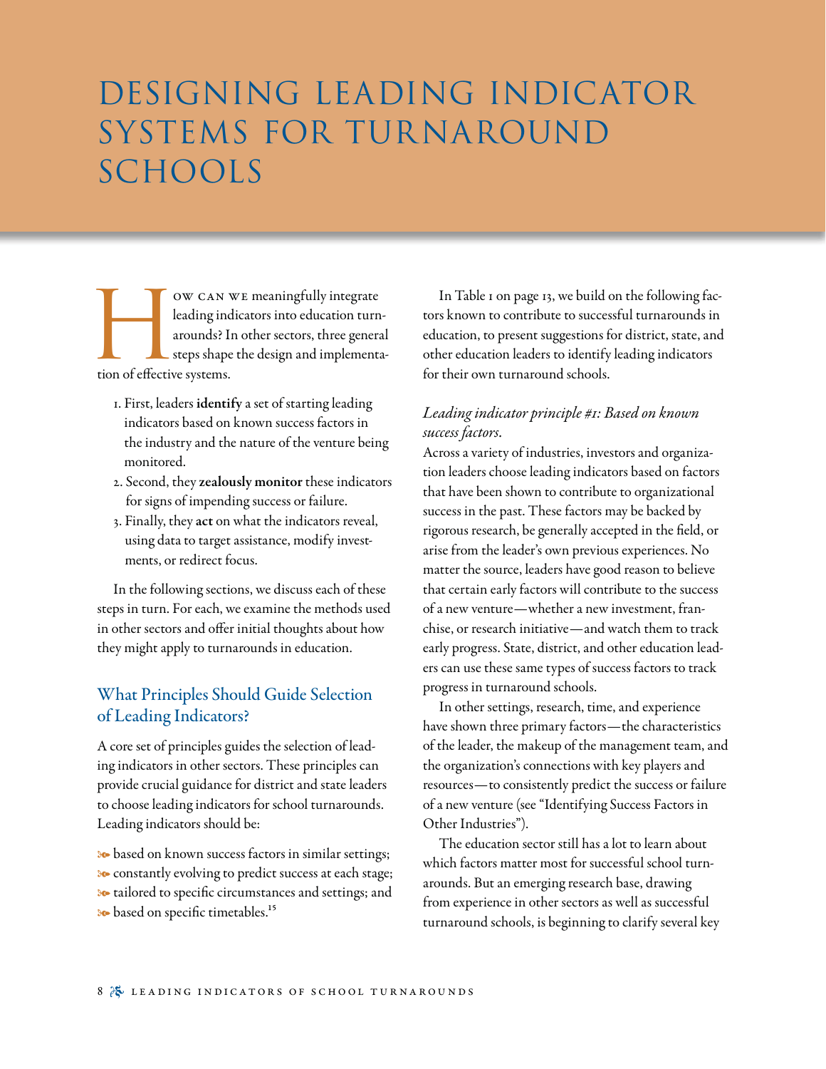# DESIGNING LEADING INDICATOR SYSTEMS FOR TURNAROUND SCHOOLS

How can we meaningfully integrate leading indicators into education turnarounds? In other sectors, three general steps shape the design and implementation of effective systems.

1. First, leaders **identify** a set of starting leading indicators based on known success factors in the industry and the nature of the venture being monitored.
2. Second, they **zealously monitor** these indicators for signs of impending success or failure.
3. Finally, they **act** on what the indicators reveal, using data to target assistance, modify investments, or redirect focus.

In the following sections, we discuss each of these steps in turn. For each, we examine the methods used in other sectors and offer initial thoughts about how they might apply to turnarounds in education.

## What Principles Should Guide Selection of Leading Indicators?

A core set of principles guides the selection of leading indicators in other sectors. These principles can provide crucial guidance for district and state leaders to choose leading indicators for school turnarounds. Leading indicators should be:

- based on known success factors in similar settings;
- constantly evolving to predict success at each stage;
- tailored to specific circumstances and settings; and
- based on specific timetables.[15]

In Table 1 on page 13, we build on the following factors known to contribute to successful turnarounds in education, to present suggestions for district, state, and other education leaders to identify leading indicators for their own turnaround schools.

### *Leading indicator principle #1: Based on known success factors.*

Across a variety of industries, investors and organization leaders choose leading indicators based on factors that have been shown to contribute to organizational success in the past. These factors may be backed by rigorous research, be generally accepted in the field, or arise from the leader's own previous experiences. No matter the source, leaders have good reason to believe that certain early factors will contribute to the success of a new venture—whether a new investment, franchise, or research initiative—and watch them to track early progress. State, district, and other education leaders can use these same types of success factors to track progress in turnaround schools.

In other settings, research, time, and experience have shown three primary factors—the characteristics of the leader, the makeup of the management team, and the organization's connections with key players and resources—to consistently predict the success or failure of a new venture (see "Identifying Success Factors in Other Industries").

The education sector still has a lot to learn about which factors matter most for successful school turnarounds. But an emerging research base, drawing from experience in other sectors as well as successful turnaround schools, is beginning to clarify several key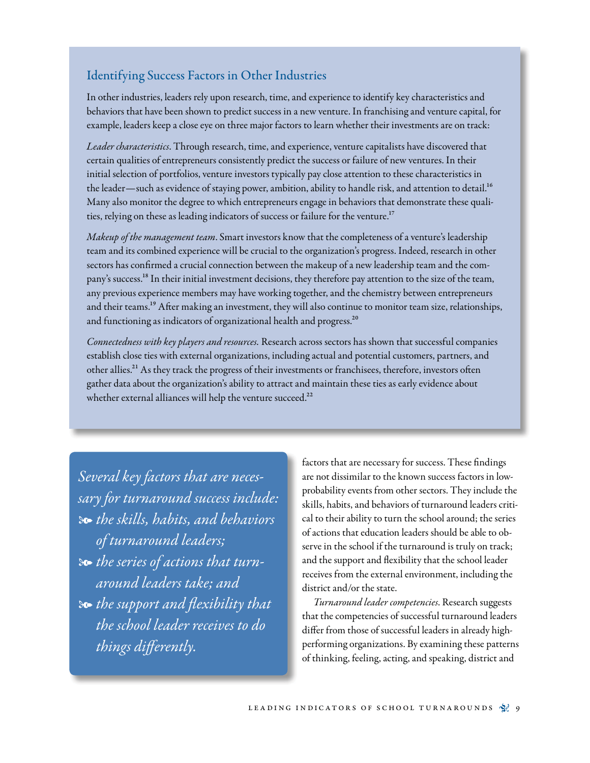## Identifying Success Factors in Other Industries

In other industries, leaders rely upon research, time, and experience to identify key characteristics and behaviors that have been shown to predict success in a new venture. In franchising and venture capital, for example, leaders keep a close eye on three major factors to learn whether their investments are on track:

*Leader characteristics*. Through research, time, and experience, venture capitalists have discovered that certain qualities of entrepreneurs consistently predict the success or failure of new ventures. In their initial selection of portfolios, venture investors typically pay close attention to these characteristics in the leader—such as evidence of staying power, ambition, ability to handle risk, and attention to detail.[16] Many also monitor the degree to which entrepreneurs engage in behaviors that demonstrate these qualities, relying on these as leading indicators of success or failure for the venture.[17]

*Makeup of the management team*. Smart investors know that the completeness of a venture's leadership team and its combined experience will be crucial to the organization's progress. Indeed, research in other sectors has confirmed a crucial connection between the makeup of a new leadership team and the company's success.[18] In their initial investment decisions, they therefore pay attention to the size of the team, any previous experience members may have working together, and the chemistry between entrepreneurs and their teams.[19] After making an investment, they will also continue to monitor team size, relationships, and functioning as indicators of organizational health and progress.[20]

*Connectedness with key players and resources.* Research across sectors has shown that successful companies establish close ties with external organizations, including actual and potential customers, partners, and other allies.[21] As they track the progress of their investments or franchisees, therefore, investors often gather data about the organization's ability to attract and maintain these ties as early evidence about whether external alliances will help the venture succeed.[22]

> *Several key factors that are necessary for turnaround success include:*
> - *the skills, habits, and behaviors of turnaround leaders;*
> - *the series of actions that turnaround leaders take; and*
> - *the support and flexibility that the school leader receives to do things differently.*

factors that are necessary for success. These findings are not dissimilar to the known success factors in low-probability events from other sectors. They include the skills, habits, and behaviors of turnaround leaders critical to their ability to turn the school around; the series of actions that education leaders should be able to observe in the school if the turnaround is truly on track; and the support and flexibility that the school leader receives from the external environment, including the district and/or the state.

*Turnaround leader competencies*. Research suggests that the competencies of successful turnaround leaders differ from those of successful leaders in already high-performing organizations. By examining these patterns of thinking, feeling, acting, and speaking, district and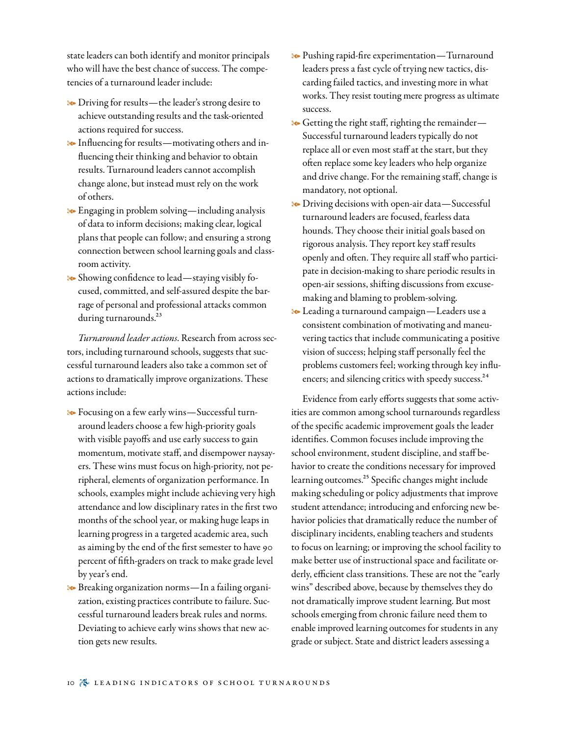state leaders can both identify and monitor principals who will have the best chance of success. The competencies of a turnaround leader include:

- Driving for results—the leader's strong desire to achieve outstanding results and the task-oriented actions required for success.
- Influencing for results—motivating others and influencing their thinking and behavior to obtain results. Turnaround leaders cannot accomplish change alone, but instead must rely on the work of others.
- Engaging in problem solving—including analysis of data to inform decisions; making clear, logical plans that people can follow; and ensuring a strong connection between school learning goals and classroom activity.
- Showing confidence to lead—staying visibly focused, committed, and self-assured despite the barrage of personal and professional attacks common during turnarounds.[23]

*Turnaround leader actions*. Research from across sectors, including turnaround schools, suggests that successful turnaround leaders also take a common set of actions to dramatically improve organizations. These actions include:

- Focusing on a few early wins—Successful turnaround leaders choose a few high-priority goals with visible payoffs and use early success to gain momentum, motivate staff, and disempower naysayers. These wins must focus on high-priority, not peripheral, elements of organization performance. In schools, examples might include achieving very high attendance and low disciplinary rates in the first two months of the school year, or making huge leaps in learning progress in a targeted academic area, such as aiming by the end of the first semester to have 90 percent of fifth-graders on track to make grade level by year's end.
- Breaking organization norms—In a failing organization, existing practices contribute to failure. Successful turnaround leaders break rules and norms. Deviating to achieve early wins shows that new action gets new results.
- Pushing rapid-fire experimentation—Turnaround leaders press a fast cycle of trying new tactics, discarding failed tactics, and investing more in what works. They resist touting mere progress as ultimate success.
- Getting the right staff, righting the remainder—Successful turnaround leaders typically do not replace all or even most staff at the start, but they often replace some key leaders who help organize and drive change. For the remaining staff, change is mandatory, not optional.
- Driving decisions with open-air data—Successful turnaround leaders are focused, fearless data hounds. They choose their initial goals based on rigorous analysis. They report key staff results openly and often. They require all staff who participate in decision-making to share periodic results in open-air sessions, shifting discussions from excuse-making and blaming to problem-solving.
- Leading a turnaround campaign—Leaders use a consistent combination of motivating and maneuvering tactics that include communicating a positive vision of success; helping staff personally feel the problems customers feel; working through key influencers; and silencing critics with speedy success.[24]

Evidence from early efforts suggests that some activities are common among school turnarounds regardless of the specific academic improvement goals the leader identifies. Common focuses include improving the school environment, student discipline, and staff behavior to create the conditions necessary for improved learning outcomes.[25] Specific changes might include making scheduling or policy adjustments that improve student attendance; introducing and enforcing new behavior policies that dramatically reduce the number of disciplinary incidents, enabling teachers and students to focus on learning; or improving the school facility to make better use of instructional space and facilitate orderly, efficient class transitions. These are not the "early wins" described above, because by themselves they do not dramatically improve student learning. But most schools emerging from chronic failure need them to enable improved learning outcomes for students in any grade or subject. State and district leaders assessing a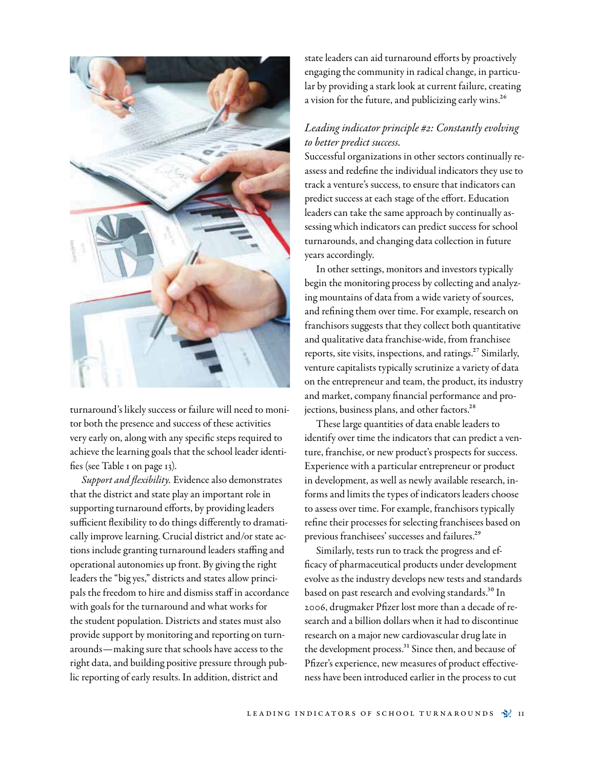turnaround's likely success or failure will need to monitor both the presence and success of these activities very early on, along with any specific steps required to achieve the learning goals that the school leader identifies (see Table 1 on page 13).

*Support and flexibility.* Evidence also demonstrates that the district and state play an important role in supporting turnaround efforts, by providing leaders sufficient flexibility to do things differently to dramatically improve learning. Crucial district and/or state actions include granting turnaround leaders staffing and operational autonomies up front. By giving the right leaders the "big yes," districts and states allow principals the freedom to hire and dismiss staff in accordance with goals for the turnaround and what works for the student population. Districts and states must also provide support by monitoring and reporting on turnarounds—making sure that schools have access to the right data, and building positive pressure through public reporting of early results. In addition, district and state leaders can aid turnaround efforts by proactively engaging the community in radical change, in particular by providing a stark look at current failure, creating a vision for the future, and publicizing early wins.[26]

### *Leading indicator principle #2: Constantly evolving to better predict success.*

Successful organizations in other sectors continually reassess and redefine the individual indicators they use to track a venture's success, to ensure that indicators can predict success at each stage of the effort. Education leaders can take the same approach by continually assessing which indicators can predict success for school turnarounds, and changing data collection in future years accordingly.

In other settings, monitors and investors typically begin the monitoring process by collecting and analyzing mountains of data from a wide variety of sources, and refining them over time. For example, research on franchisors suggests that they collect both quantitative and qualitative data franchise-wide, from franchisee reports, site visits, inspections, and ratings.[27] Similarly, venture capitalists typically scrutinize a variety of data on the entrepreneur and team, the product, its industry and market, company financial performance and projections, business plans, and other factors.[28]

These large quantities of data enable leaders to identify over time the indicators that can predict a venture, franchise, or new product's prospects for success. Experience with a particular entrepreneur or product in development, as well as newly available research, informs and limits the types of indicators leaders choose to assess over time. For example, franchisors typically refine their processes for selecting franchisees based on previous franchisees' successes and failures.[29]

Similarly, tests run to track the progress and efficacy of pharmaceutical products under development evolve as the industry develops new tests and standards based on past research and evolving standards.[30] In 2006, drugmaker Pfizer lost more than a decade of research and a billion dollars when it had to discontinue research on a major new cardiovascular drug late in the development process.[31] Since then, and because of Pfizer's experience, new measures of product effectiveness have been introduced earlier in the process to cut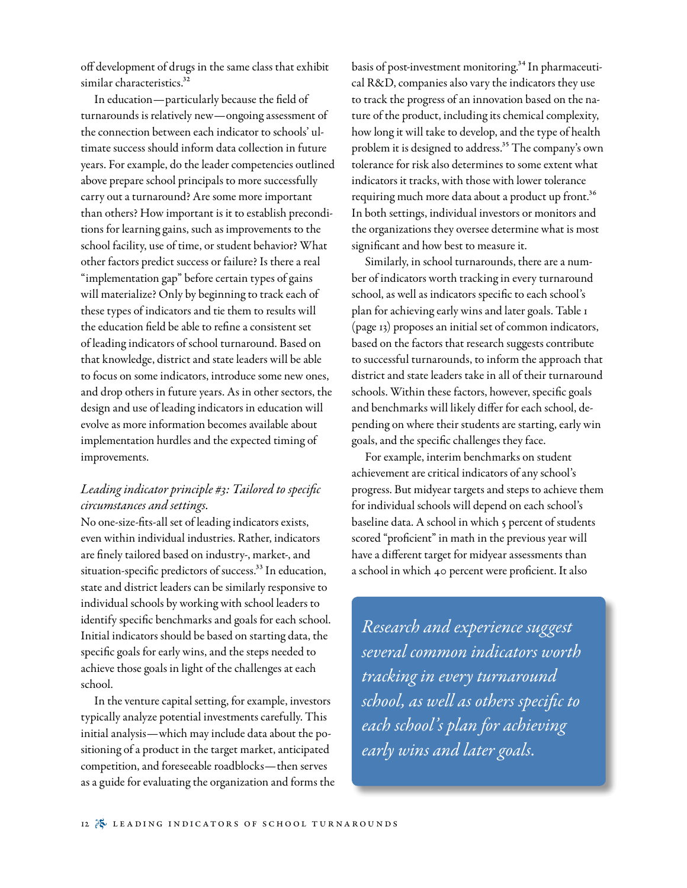off development of drugs in the same class that exhibit similar characteristics.[32]

In education—particularly because the field of turnarounds is relatively new—ongoing assessment of the connection between each indicator to schools' ultimate success should inform data collection in future years. For example, do the leader competencies outlined above prepare school principals to more successfully carry out a turnaround? Are some more important than others? How important is it to establish preconditions for learning gains, such as improvements to the school facility, use of time, or student behavior? What other factors predict success or failure? Is there a real "implementation gap" before certain types of gains will materialize? Only by beginning to track each of these types of indicators and tie them to results will the education field be able to refine a consistent set of leading indicators of school turnaround. Based on that knowledge, district and state leaders will be able to focus on some indicators, introduce some new ones, and drop others in future years. As in other sectors, the design and use of leading indicators in education will evolve as more information becomes available about implementation hurdles and the expected timing of improvements.

### *Leading indicator principle #3: Tailored to specific circumstances and settings.*

No one-size-fits-all set of leading indicators exists, even within individual industries. Rather, indicators are finely tailored based on industry-, market-, and situation-specific predictors of success.[33] In education, state and district leaders can be similarly responsive to individual schools by working with school leaders to identify specific benchmarks and goals for each school. Initial indicators should be based on starting data, the specific goals for early wins, and the steps needed to achieve those goals in light of the challenges at each school.

In the venture capital setting, for example, investors typically analyze potential investments carefully. This initial analysis—which may include data about the positioning of a product in the target market, anticipated competition, and foreseeable roadblocks—then serves as a guide for evaluating the organization and forms the basis of post-investment monitoring.[34] In pharmaceutical R&D, companies also vary the indicators they use to track the progress of an innovation based on the nature of the product, including its chemical complexity, how long it will take to develop, and the type of health problem it is designed to address.[35] The company's own tolerance for risk also determines to some extent what indicators it tracks, with those with lower tolerance requiring much more data about a product up front.[36] In both settings, individual investors or monitors and the organizations they oversee determine what is most significant and how best to measure it.

Similarly, in school turnarounds, there are a number of indicators worth tracking in every turnaround school, as well as indicators specific to each school's plan for achieving early wins and later goals. Table 1 (page 13) proposes an initial set of common indicators, based on the factors that research suggests contribute to successful turnarounds, to inform the approach that district and state leaders take in all of their turnaround schools. Within these factors, however, specific goals and benchmarks will likely differ for each school, depending on where their students are starting, early win goals, and the specific challenges they face.

For example, interim benchmarks on student achievement are critical indicators of any school's progress. But midyear targets and steps to achieve them for individual schools will depend on each school's baseline data. A school in which 5 percent of students scored "proficient" in math in the previous year will have a different target for midyear assessments than a school in which 40 percent were proficient. It also

> *Research and experience suggest several common indicators worth tracking in every turnaround school, as well as others specific to each school's plan for achieving early wins and later goals.*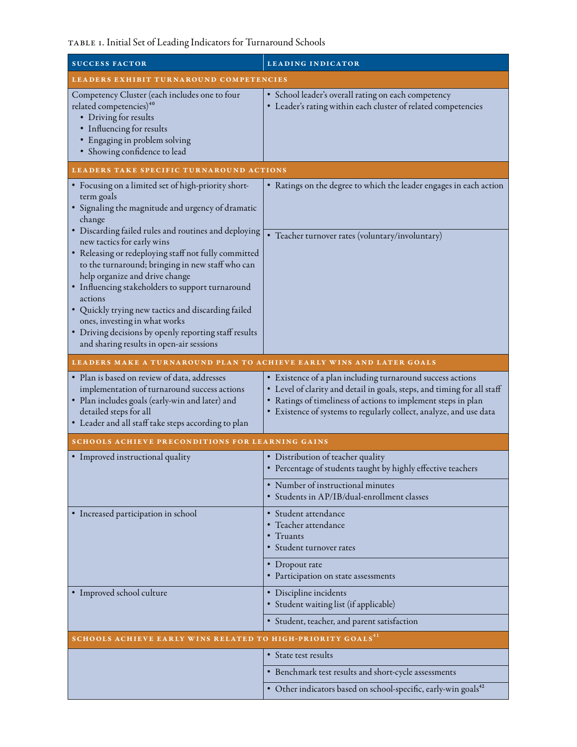TABLE 1. Initial Set of Leading Indicators for Turnaround Schools

| SUCCESS FACTOR | LEADING INDICATOR |
|---|---|
| **LEADERS EXHIBIT TURNAROUND COMPETENCIES** | |
| Competency Cluster (each includes one to four related competencies)[40]<br>• Driving for results<br>• Influencing for results<br>• Engaging in problem solving<br>• Showing confidence to lead | • School leader's overall rating on each competency<br>• Leader's rating within each cluster of related competencies |
| **LEADERS TAKE SPECIFIC TURNAROUND ACTIONS** | |
| • Focusing on a limited set of high-priority short-term goals<br>• Signaling the magnitude and urgency of dramatic change<br>• Discarding failed rules and routines and deploying new tactics for early wins<br>• Releasing or redeploying staff not fully committed to the turnaround; bringing in new staff who can help organize and drive change<br>• Influencing stakeholders to support turnaround actions<br>• Quickly trying new tactics and discarding failed ones, investing in what works<br>• Driving decisions by openly reporting staff results and sharing results in open-air sessions | • Ratings on the degree to which the leader engages in each action |
| | • Teacher turnover rates (voluntary/involuntary) |
| **LEADERS MAKE A TURNAROUND PLAN TO ACHIEVE EARLY WINS AND LATER GOALS** | |
| • Plan is based on review of data, addresses implementation of turnaround success actions<br>• Plan includes goals (early-win and later) and detailed steps for all<br>• Leader and all staff take steps according to plan | • Existence of a plan including turnaround success actions<br>• Level of clarity and detail in goals, steps, and timing for all staff<br>• Ratings of timeliness of actions to implement steps in plan<br>• Existence of systems to regularly collect, analyze, and use data |
| **SCHOOLS ACHIEVE PRECONDITIONS FOR LEARNING GAINS** | |
| • Improved instructional quality | • Distribution of teacher quality<br>• Percentage of students taught by highly effective teachers |
| | • Number of instructional minutes<br>• Students in AP/IB/dual-enrollment classes |
| • Increased participation in school | • Student attendance<br>• Teacher attendance<br>• Truants<br>• Student turnover rates |
| | • Dropout rate<br>• Participation on state assessments |
| • Improved school culture | • Discipline incidents<br>• Student waiting list (if applicable) |
| | • Student, teacher, and parent satisfaction |
| **SCHOOLS ACHIEVE EARLY WINS RELATED TO HIGH-PRIORITY GOALS[41]** | |
| | • State test results |
| | • Benchmark test results and short-cycle assessments |
| | • Other indicators based on school-specific, early-win goals[42] |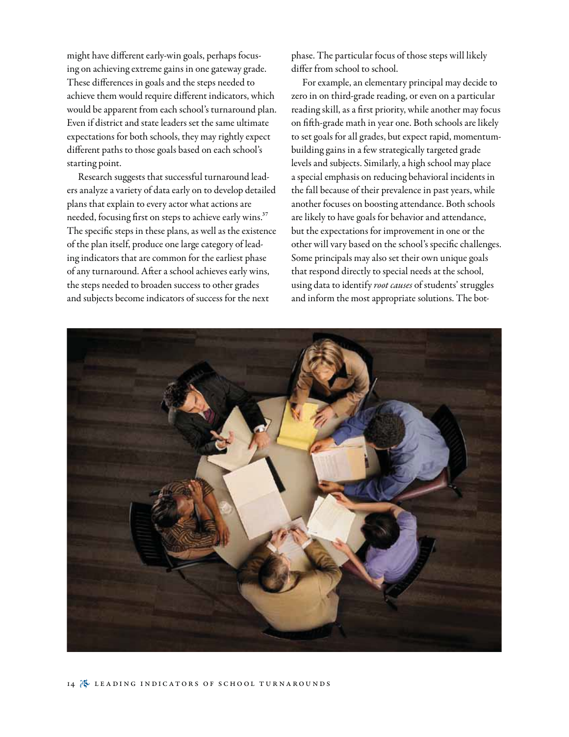might have different early-win goals, perhaps focusing on achieving extreme gains in one gateway grade. These differences in goals and the steps needed to achieve them would require different indicators, which would be apparent from each school's turnaround plan. Even if district and state leaders set the same ultimate expectations for both schools, they may rightly expect different paths to those goals based on each school's starting point.

Research suggests that successful turnaround leaders analyze a variety of data early on to develop detailed plans that explain to every actor what actions are needed, focusing first on steps to achieve early wins.[37] The specific steps in these plans, as well as the existence of the plan itself, produce one large category of leading indicators that are common for the earliest phase of any turnaround. After a school achieves early wins, the steps needed to broaden success to other grades and subjects become indicators of success for the next phase. The particular focus of those steps will likely differ from school to school.

For example, an elementary principal may decide to zero in on third-grade reading, or even on a particular reading skill, as a first priority, while another may focus on fifth-grade math in year one. Both schools are likely to set goals for all grades, but expect rapid, momentum-building gains in a few strategically targeted grade levels and subjects. Similarly, a high school may place a special emphasis on reducing behavioral incidents in the fall because of their prevalence in past years, while another focuses on boosting attendance. Both schools are likely to have goals for behavior and attendance, but the expectations for improvement in one or the other will vary based on the school's specific challenges. Some principals may also set their own unique goals that respond directly to special needs at the school, using data to identify *root causes* of students' struggles and inform the most appropriate solutions. The bot-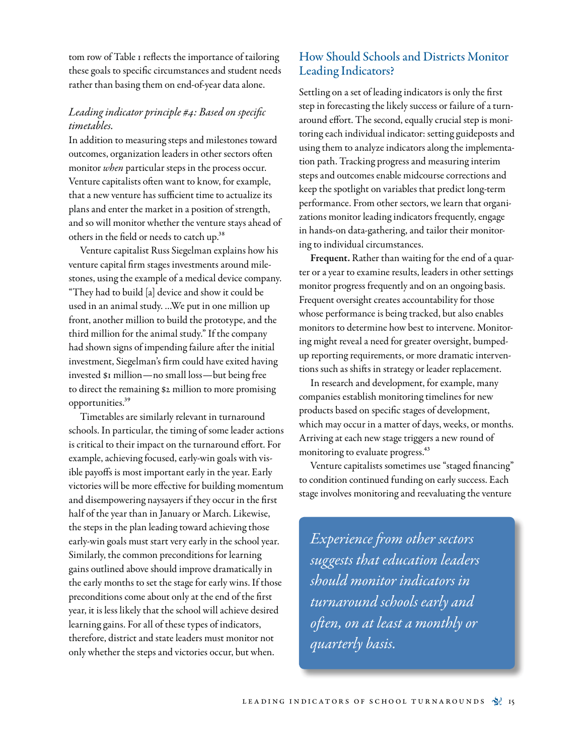tom row of Table 1 reflects the importance of tailoring these goals to specific circumstances and student needs rather than basing them on end-of-year data alone.

### *Leading indicator principle #4: Based on specific timetables.*

In addition to measuring steps and milestones toward outcomes, organization leaders in other sectors often monitor *when* particular steps in the process occur. Venture capitalists often want to know, for example, that a new venture has sufficient time to actualize its plans and enter the market in a position of strength, and so will monitor whether the venture stays ahead of others in the field or needs to catch up.[38]

Venture capitalist Russ Siegelman explains how his venture capital firm stages investments around milestones, using the example of a medical device company. "They had to build [a] device and show it could be used in an animal study. …We put in one million up front, another million to build the prototype, and the third million for the animal study." If the company had shown signs of impending failure after the initial investment, Siegelman's firm could have exited having invested $1 million—no small loss—but being free to direct the remaining $2 million to more promising opportunities.[39]

Timetables are similarly relevant in turnaround schools. In particular, the timing of some leader actions is critical to their impact on the turnaround effort. For example, achieving focused, early-win goals with visible payoffs is most important early in the year. Early victories will be more effective for building momentum and disempowering naysayers if they occur in the first half of the year than in January or March. Likewise, the steps in the plan leading toward achieving those early-win goals must start very early in the school year. Similarly, the common preconditions for learning gains outlined above should improve dramatically in the early months to set the stage for early wins. If those preconditions come about only at the end of the first year, it is less likely that the school will achieve desired learning gains. For all of these types of indicators, therefore, district and state leaders must monitor not only whether the steps and victories occur, but when.

## How Should Schools and Districts Monitor Leading Indicators?

Settling on a set of leading indicators is only the first step in forecasting the likely success or failure of a turnaround effort. The second, equally crucial step is monitoring each individual indicator: setting guideposts and using them to analyze indicators along the implementation path. Tracking progress and measuring interim steps and outcomes enable midcourse corrections and keep the spotlight on variables that predict long-term performance. From other sectors, we learn that organizations monitor leading indicators frequently, engage in hands-on data-gathering, and tailor their monitoring to individual circumstances.

**Frequent.** Rather than waiting for the end of a quarter or a year to examine results, leaders in other settings monitor progress frequently and on an ongoing basis. Frequent oversight creates accountability for those whose performance is being tracked, but also enables monitors to determine how best to intervene. Monitoring might reveal a need for greater oversight, bumped-up reporting requirements, or more dramatic interventions such as shifts in strategy or leader replacement.

In research and development, for example, many companies establish monitoring timelines for new products based on specific stages of development, which may occur in a matter of days, weeks, or months. Arriving at each new stage triggers a new round of monitoring to evaluate progress.[43]

Venture capitalists sometimes use "staged financing" to condition continued funding on early success. Each stage involves monitoring and reevaluating the venture

> *Experience from other sectors suggests that education leaders should monitor indicators in turnaround schools early and often, on at least a monthly or quarterly basis.*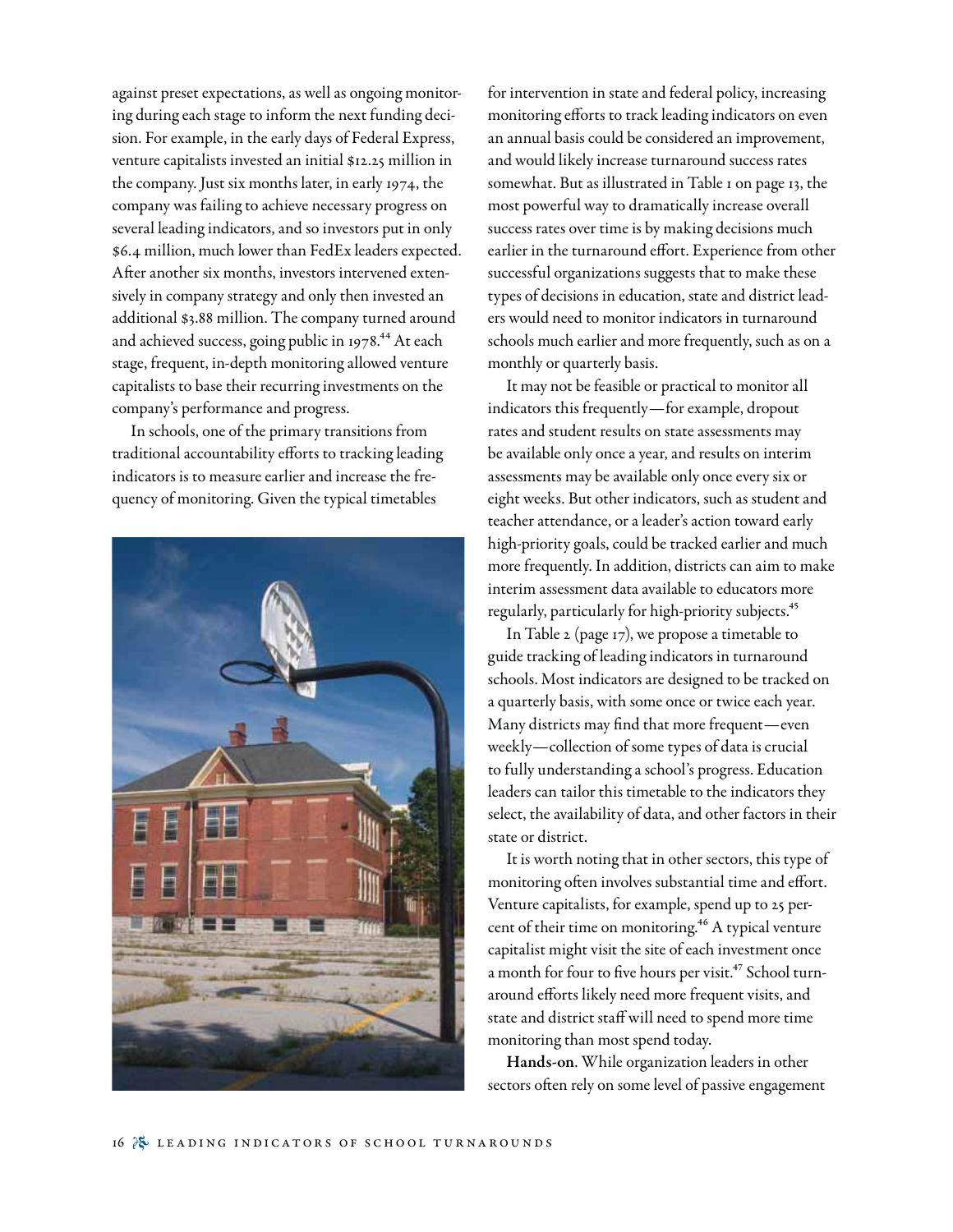against preset expectations, as well as ongoing monitoring during each stage to inform the next funding decision. For example, in the early days of Federal Express, venture capitalists invested an initial $12.25 million in the company. Just six months later, in early 1974, the company was failing to achieve necessary progress on several leading indicators, and so investors put in only $6.4 million, much lower than FedEx leaders expected. After another six months, investors intervened extensively in company strategy and only then invested an additional $3.88 million. The company turned around and achieved success, going public in 1978.[44] At each stage, frequent, in-depth monitoring allowed venture capitalists to base their recurring investments on the company's performance and progress.

In schools, one of the primary transitions from traditional accountability efforts to tracking leading indicators is to measure earlier and increase the frequency of monitoring. Given the typical timetables for intervention in state and federal policy, increasing monitoring efforts to track leading indicators on even an annual basis could be considered an improvement, and would likely increase turnaround success rates somewhat. But as illustrated in Table 1 on page 13, the most powerful way to dramatically increase overall success rates over time is by making decisions much earlier in the turnaround effort. Experience from other successful organizations suggests that to make these types of decisions in education, state and district leaders would need to monitor indicators in turnaround schools much earlier and more frequently, such as on a monthly or quarterly basis.

It may not be feasible or practical to monitor all indicators this frequently—for example, dropout rates and student results on state assessments may be available only once a year, and results on interim assessments may be available only once every six or eight weeks. But other indicators, such as student and teacher attendance, or a leader's action toward early high-priority goals, could be tracked earlier and much more frequently. In addition, districts can aim to make interim assessment data available to educators more regularly, particularly for high-priority subjects.[45]

In Table 2 (page 17), we propose a timetable to guide tracking of leading indicators in turnaround schools. Most indicators are designed to be tracked on a quarterly basis, with some once or twice each year. Many districts may find that more frequent—even weekly—collection of some types of data is crucial to fully understanding a school's progress. Education leaders can tailor this timetable to the indicators they select, the availability of data, and other factors in their state or district.

It is worth noting that in other sectors, this type of monitoring often involves substantial time and effort. Venture capitalists, for example, spend up to 25 percent of their time on monitoring.[46] A typical venture capitalist might visit the site of each investment once a month for four to five hours per visit.[47] School turnaround efforts likely need more frequent visits, and state and district staff will need to spend more time monitoring than most spend today.

**Hands-on**. While organization leaders in other sectors often rely on some level of passive engagement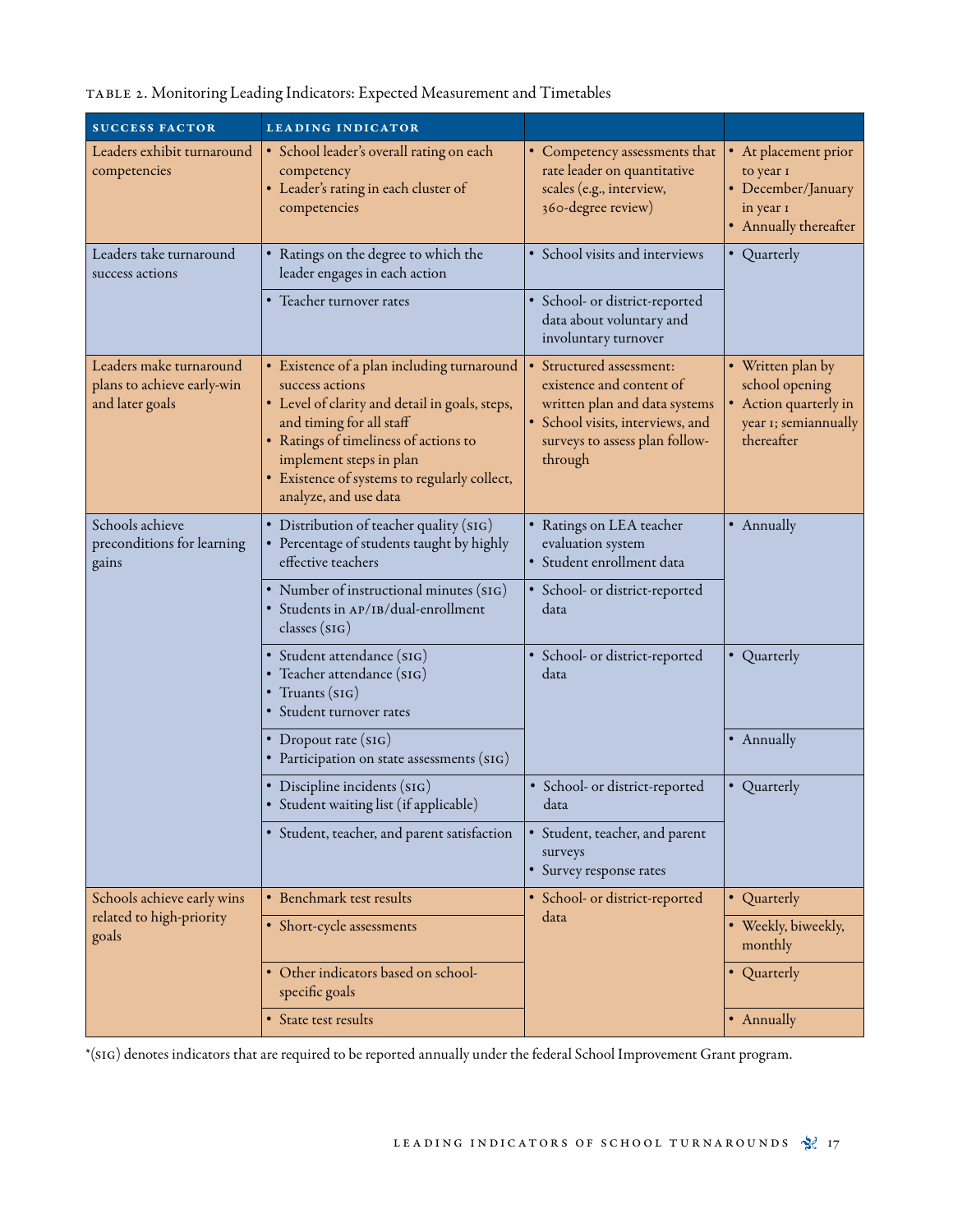TABLE 2. Monitoring Leading Indicators: Expected Measurement and Timetables

| SUCCESS FACTOR | LEADING INDICATOR | | |
|---|---|---|---|
| Leaders exhibit turnaround competencies | • School leader's overall rating on each competency<br>• Leader's rating in each cluster of competencies | • Competency assessments that rate leader on quantitative scales (e.g., interview, 360-degree review) | • At placement prior to year 1<br>• December/January in year 1<br>• Annually thereafter |
| Leaders take turnaround success actions | • Ratings on the degree to which the leader engages in each action | • School visits and interviews | • Quarterly |
| | • Teacher turnover rates | • School- or district-reported data about voluntary and involuntary turnover | |
| Leaders make turnaround plans to achieve early-win and later goals | • Existence of a plan including turnaround success actions<br>• Level of clarity and detail in goals, steps, and timing for all staff<br>• Ratings of timeliness of actions to implement steps in plan<br>• Existence of systems to regularly collect, analyze, and use data | • Structured assessment: existence and content of written plan and data systems<br>• School visits, interviews, and surveys to assess plan follow-through | • Written plan by school opening<br>• Action quarterly in year 1; semiannually thereafter |
| Schools achieve preconditions for learning gains | • Distribution of teacher quality (SIG)<br>• Percentage of students taught by highly effective teachers | • Ratings on LEA teacher evaluation system<br>• Student enrollment data | • Annually |
| | • Number of instructional minutes (SIG)<br>• Students in AP/IB/dual-enrollment classes (SIG) | • School- or district-reported data | |
| | • Student attendance (SIG)<br>• Teacher attendance (SIG)<br>• Truants (SIG)<br>• Student turnover rates | • School- or district-reported data | • Quarterly |
| | • Dropout rate (SIG)<br>• Participation on state assessments (SIG) | | • Annually |
| | • Discipline incidents (SIG)<br>• Student waiting list (if applicable) | • School- or district-reported data | • Quarterly |
| | • Student, teacher, and parent satisfaction | • Student, teacher, and parent surveys<br>• Survey response rates | |
| Schools achieve early wins related to high-priority goals | • Benchmark test results | • School- or district-reported data | • Quarterly |
| | • Short-cycle assessments | | • Weekly, biweekly, monthly |
| | • Other indicators based on school-specific goals | | • Quarterly |
| | • State test results | | • Annually |

*(SIG) denotes indicators that are required to be reported annually under the federal School Improvement Grant program.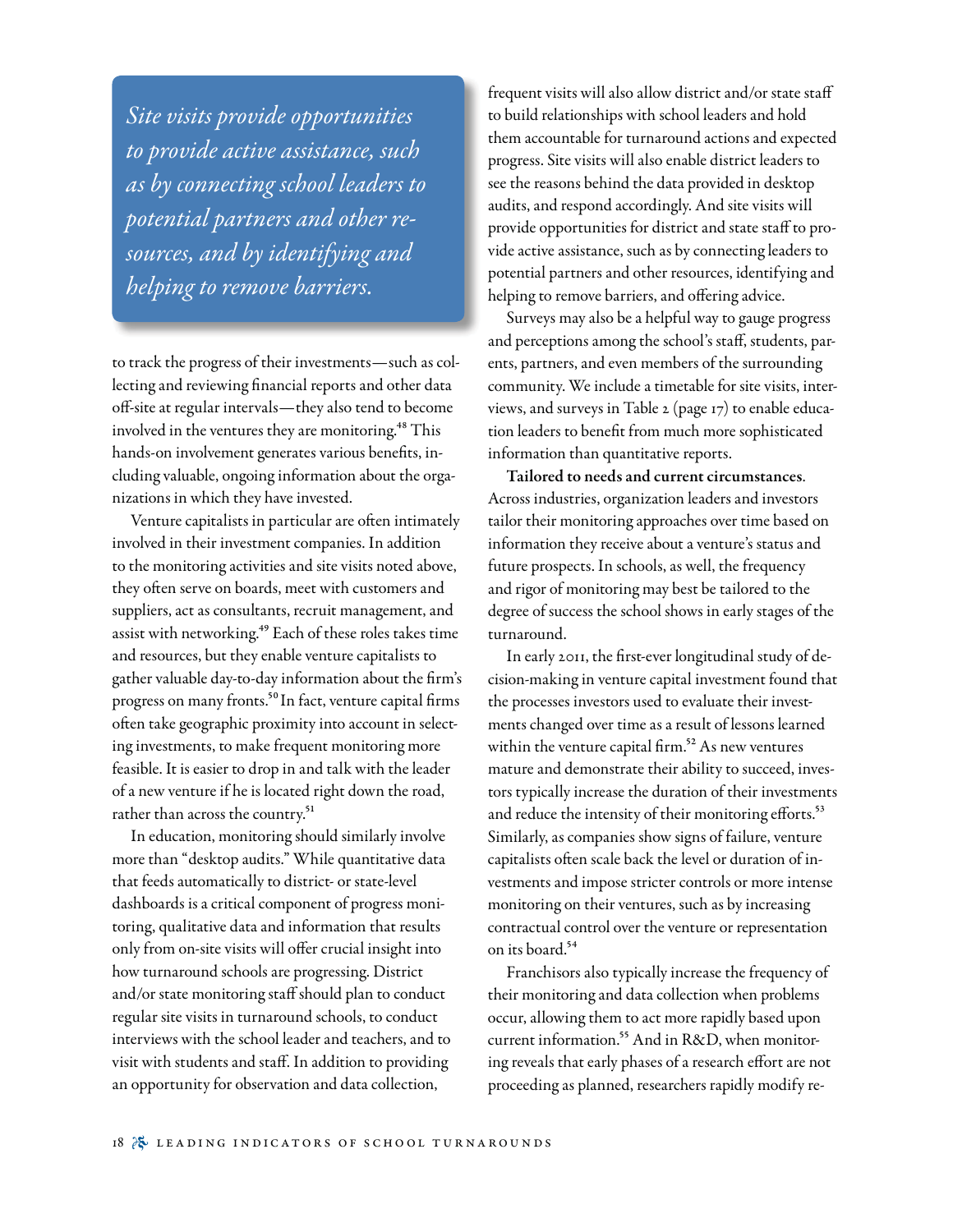*Site visits provide opportunities to provide active assistance, such as by connecting school leaders to potential partners and other resources, and by identifying and helping to remove barriers.*

to track the progress of their investments—such as collecting and reviewing financial reports and other data off-site at regular intervals—they also tend to become involved in the ventures they are monitoring.[48] This hands-on involvement generates various benefits, including valuable, ongoing information about the organizations in which they have invested.

Venture capitalists in particular are often intimately involved in their investment companies. In addition to the monitoring activities and site visits noted above, they often serve on boards, meet with customers and suppliers, act as consultants, recruit management, and assist with networking.[49] Each of these roles takes time and resources, but they enable venture capitalists to gather valuable day-to-day information about the firm's progress on many fronts.[50] In fact, venture capital firms often take geographic proximity into account in selecting investments, to make frequent monitoring more feasible. It is easier to drop in and talk with the leader of a new venture if he is located right down the road, rather than across the country.[51]

In education, monitoring should similarly involve more than "desktop audits." While quantitative data that feeds automatically to district- or state-level dashboards is a critical component of progress monitoring, qualitative data and information that results only from on-site visits will offer crucial insight into how turnaround schools are progressing. District and/or state monitoring staff should plan to conduct regular site visits in turnaround schools, to conduct interviews with the school leader and teachers, and to visit with students and staff. In addition to providing an opportunity for observation and data collection, frequent visits will also allow district and/or state staff to build relationships with school leaders and hold them accountable for turnaround actions and expected progress. Site visits will also enable district leaders to see the reasons behind the data provided in desktop audits, and respond accordingly. And site visits will provide opportunities for district and state staff to provide active assistance, such as by connecting leaders to potential partners and other resources, identifying and helping to remove barriers, and offering advice.

Surveys may also be a helpful way to gauge progress and perceptions among the school's staff, students, parents, partners, and even members of the surrounding community. We include a timetable for site visits, interviews, and surveys in Table 2 (page 17) to enable education leaders to benefit from much more sophisticated information than quantitative reports.

**Tailored to needs and current circumstances.** Across industries, organization leaders and investors tailor their monitoring approaches over time based on information they receive about a venture's status and future prospects. In schools, as well, the frequency and rigor of monitoring may best be tailored to the degree of success the school shows in early stages of the turnaround.

In early 2011, the first-ever longitudinal study of decision-making in venture capital investment found that the processes investors used to evaluate their investments changed over time as a result of lessons learned within the venture capital firm.[52] As new ventures mature and demonstrate their ability to succeed, investors typically increase the duration of their investments and reduce the intensity of their monitoring efforts.[53] Similarly, as companies show signs of failure, venture capitalists often scale back the level or duration of investments and impose stricter controls or more intense monitoring on their ventures, such as by increasing contractual control over the venture or representation on its board.[54]

Franchisors also typically increase the frequency of their monitoring and data collection when problems occur, allowing them to act more rapidly based upon current information.[55] And in R&D, when monitoring reveals that early phases of a research effort are not proceeding as planned, researchers rapidly modify re-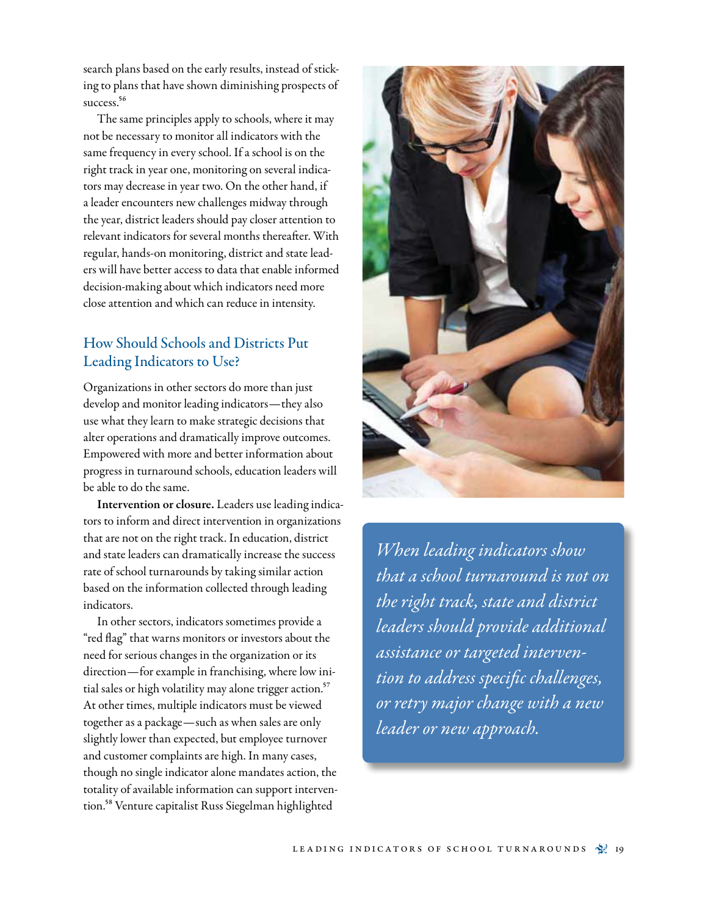search plans based on the early results, instead of sticking to plans that have shown diminishing prospects of success.[56]

The same principles apply to schools, where it may not be necessary to monitor all indicators with the same frequency in every school. If a school is on the right track in year one, monitoring on several indicators may decrease in year two. On the other hand, if a leader encounters new challenges midway through the year, district leaders should pay closer attention to relevant indicators for several months thereafter. With regular, hands-on monitoring, district and state leaders will have better access to data that enable informed decision-making about which indicators need more close attention and which can reduce in intensity.

## How Should Schools and Districts Put Leading Indicators to Use?

Organizations in other sectors do more than just develop and monitor leading indicators—they also use what they learn to make strategic decisions that alter operations and dramatically improve outcomes. Empowered with more and better information about progress in turnaround schools, education leaders will be able to do the same.

**Intervention or closure.** Leaders use leading indicators to inform and direct intervention in organizations that are not on the right track. In education, district and state leaders can dramatically increase the success rate of school turnarounds by taking similar action based on the information collected through leading indicators.

In other sectors, indicators sometimes provide a "red flag" that warns monitors or investors about the need for serious changes in the organization or its direction—for example in franchising, where low initial sales or high volatility may alone trigger action.[57] At other times, multiple indicators must be viewed together as a package—such as when sales are only slightly lower than expected, but employee turnover and customer complaints are high. In many cases, though no single indicator alone mandates action, the totality of available information can support intervention.[58] Venture capitalist Russ Siegelman highlighted

*When leading indicators show that a school turnaround is not on the right track, state and district leaders should provide additional assistance or targeted intervention to address specific challenges, or retry major change with a new leader or new approach.*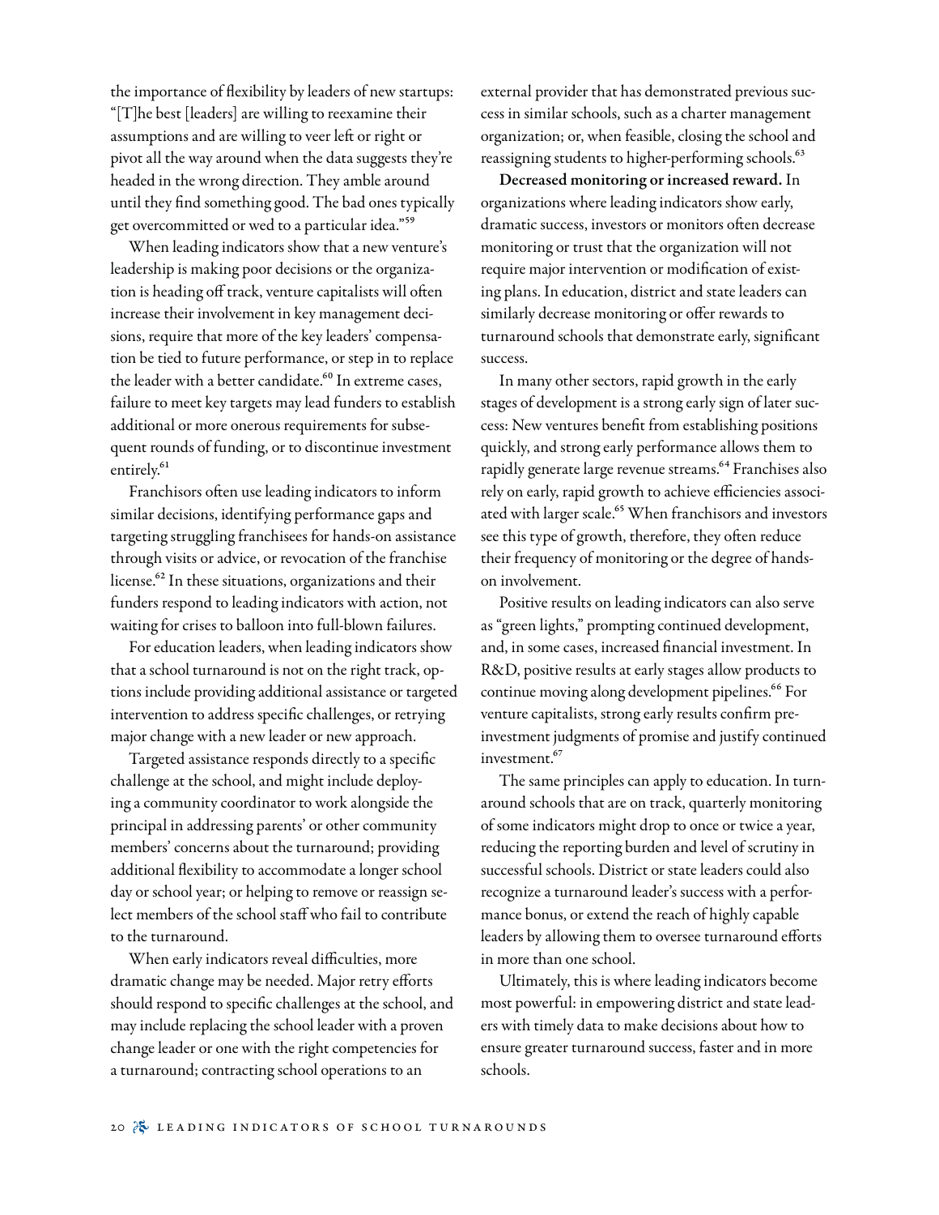the importance of flexibility by leaders of new startups: "[T]he best [leaders] are willing to reexamine their assumptions and are willing to veer left or right or pivot all the way around when the data suggests they're headed in the wrong direction. They amble around until they find something good. The bad ones typically get overcommitted or wed to a particular idea."[59]

When leading indicators show that a new venture's leadership is making poor decisions or the organization is heading off track, venture capitalists will often increase their involvement in key management decisions, require that more of the key leaders' compensation be tied to future performance, or step in to replace the leader with a better candidate.[60] In extreme cases, failure to meet key targets may lead funders to establish additional or more onerous requirements for subsequent rounds of funding, or to discontinue investment entirely.[61]

Franchisors often use leading indicators to inform similar decisions, identifying performance gaps and targeting struggling franchisees for hands-on assistance through visits or advice, or revocation of the franchise license.[62] In these situations, organizations and their funders respond to leading indicators with action, not waiting for crises to balloon into full-blown failures.

For education leaders, when leading indicators show that a school turnaround is not on the right track, options include providing additional assistance or targeted intervention to address specific challenges, or retrying major change with a new leader or new approach.

Targeted assistance responds directly to a specific challenge at the school, and might include deploying a community coordinator to work alongside the principal in addressing parents' or other community members' concerns about the turnaround; providing additional flexibility to accommodate a longer school day or school year; or helping to remove or reassign select members of the school staff who fail to contribute to the turnaround.

When early indicators reveal difficulties, more dramatic change may be needed. Major retry efforts should respond to specific challenges at the school, and may include replacing the school leader with a proven change leader or one with the right competencies for a turnaround; contracting school operations to an external provider that has demonstrated previous success in similar schools, such as a charter management organization; or, when feasible, closing the school and reassigning students to higher-performing schools.[63]

**Decreased monitoring or increased reward.** In organizations where leading indicators show early, dramatic success, investors or monitors often decrease monitoring or trust that the organization will not require major intervention or modification of existing plans. In education, district and state leaders can similarly decrease monitoring or offer rewards to turnaround schools that demonstrate early, significant success.

In many other sectors, rapid growth in the early stages of development is a strong early sign of later success: New ventures benefit from establishing positions quickly, and strong early performance allows them to rapidly generate large revenue streams.[64] Franchises also rely on early, rapid growth to achieve efficiencies associated with larger scale.[65] When franchisors and investors see this type of growth, therefore, they often reduce their frequency of monitoring or the degree of hands-on involvement.

Positive results on leading indicators can also serve as "green lights," prompting continued development, and, in some cases, increased financial investment. In R&D, positive results at early stages allow products to continue moving along development pipelines.[66] For venture capitalists, strong early results confirm pre-investment judgments of promise and justify continued investment.[67]

The same principles can apply to education. In turnaround schools that are on track, quarterly monitoring of some indicators might drop to once or twice a year, reducing the reporting burden and level of scrutiny in successful schools. District or state leaders could also recognize a turnaround leader's success with a performance bonus, or extend the reach of highly capable leaders by allowing them to oversee turnaround efforts in more than one school.

Ultimately, this is where leading indicators become most powerful: in empowering district and state leaders with timely data to make decisions about how to ensure greater turnaround success, faster and in more schools.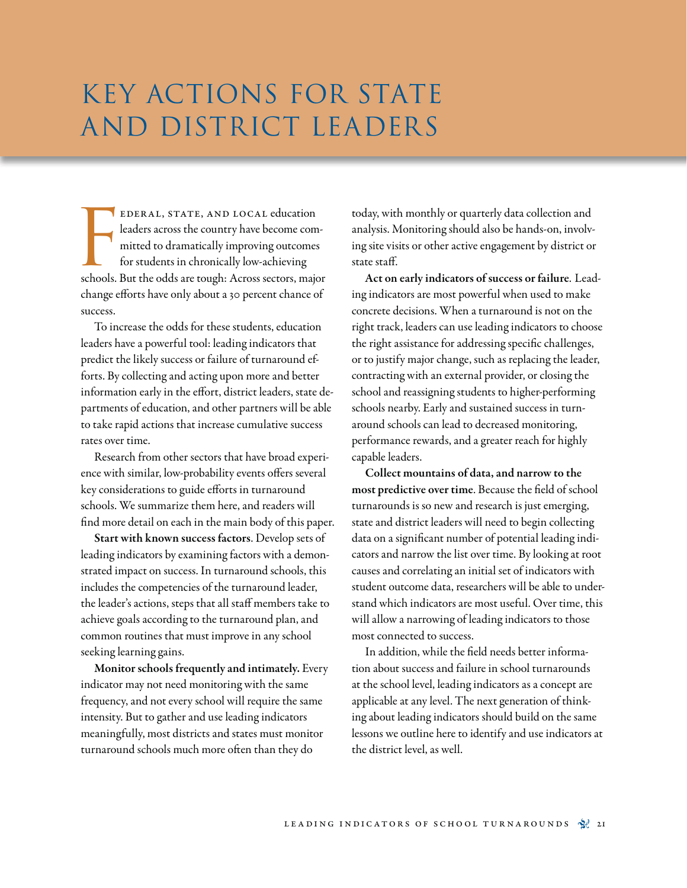# KEY ACTIONS FOR STATE AND DISTRICT LEADERS

Federal, state, and local education leaders across the country have become committed to dramatically improving outcomes for students in chronically low-achieving schools. But the odds are tough: Across sectors, major change efforts have only about a 30 percent chance of success.

To increase the odds for these students, education leaders have a powerful tool: leading indicators that predict the likely success or failure of turnaround efforts. By collecting and acting upon more and better information early in the effort, district leaders, state departments of education, and other partners will be able to take rapid actions that increase cumulative success rates over time.

Research from other sectors that have broad experience with similar, low-probability events offers several key considerations to guide efforts in turnaround schools. We summarize them here, and readers will find more detail on each in the main body of this paper.

**Start with known success factors**. Develop sets of leading indicators by examining factors with a demonstrated impact on success. In turnaround schools, this includes the competencies of the turnaround leader, the leader's actions, steps that all staff members take to achieve goals according to the turnaround plan, and common routines that must improve in any school seeking learning gains.

**Monitor schools frequently and intimately.** Every indicator may not need monitoring with the same frequency, and not every school will require the same intensity. But to gather and use leading indicators meaningfully, most districts and states must monitor turnaround schools much more often than they do today, with monthly or quarterly data collection and analysis. Monitoring should also be hands-on, involving site visits or other active engagement by district or state staff.

**Act on early indicators of success or failure**. Leading indicators are most powerful when used to make concrete decisions. When a turnaround is not on the right track, leaders can use leading indicators to choose the right assistance for addressing specific challenges, or to justify major change, such as replacing the leader, contracting with an external provider, or closing the school and reassigning students to higher-performing schools nearby. Early and sustained success in turnaround schools can lead to decreased monitoring, performance rewards, and a greater reach for highly capable leaders.

**Collect mountains of data, and narrow to the most predictive over time**. Because the field of school turnarounds is so new and research is just emerging, state and district leaders will need to begin collecting data on a significant number of potential leading indicators and narrow the list over time. By looking at root causes and correlating an initial set of indicators with student outcome data, researchers will be able to understand which indicators are most useful. Over time, this will allow a narrowing of leading indicators to those most connected to success.

In addition, while the field needs better information about success and failure in school turnarounds at the school level, leading indicators as a concept are applicable at any level. The next generation of thinking about leading indicators should build on the same lessons we outline here to identify and use indicators at the district level, as well.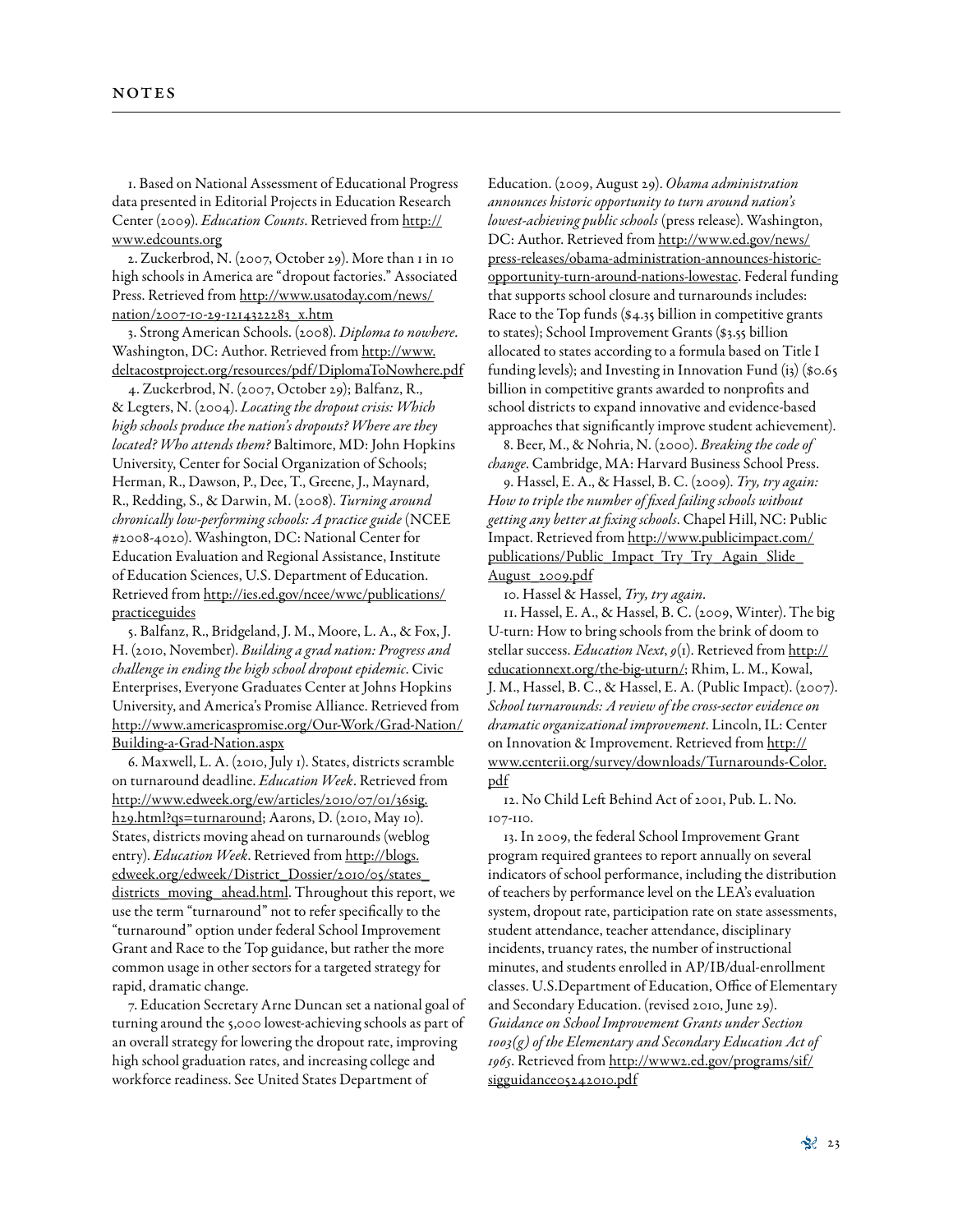## NOTES

1. Based on National Assessment of Educational Progress data presented in Editorial Projects in Education Research Center (2009). *Education Counts*. Retrieved from http://www.edcounts.org

2. Zuckerbrod, N. (2007, October 29). More than 1 in 10 high schools in America are "dropout factories." Associated Press. Retrieved from http://www.usatoday.com/news/nation/2007-10-29-1214322283_x.htm

3. Strong American Schools. (2008). *Diploma to nowhere*. Washington, DC: Author. Retrieved from http://www.deltacostproject.org/resources/pdf/DiplomaToNowhere.pdf

4. Zuckerbrod, N. (2007, October 29); Balfanz, R., & Legters, N. (2004). *Locating the dropout crisis: Which high schools produce the nation's dropouts? Where are they located? Who attends them?* Baltimore, MD: John Hopkins University, Center for Social Organization of Schools; Herman, R., Dawson, P., Dee, T., Greene, J., Maynard, R., Redding, S., & Darwin, M. (2008). *Turning around chronically low-performing schools: A practice guide* (NCEE #2008-4020). Washington, DC: National Center for Education Evaluation and Regional Assistance, Institute of Education Sciences, U.S. Department of Education. Retrieved from http://ies.ed.gov/ncee/wwc/publications/practiceguides

5. Balfanz, R., Bridgeland, J. M., Moore, L. A., & Fox, J. H. (2010, November). *Building a grad nation: Progress and challenge in ending the high school dropout epidemic*. Civic Enterprises, Everyone Graduates Center at Johns Hopkins University, and America's Promise Alliance. Retrieved from http://www.americaspromise.org/Our-Work/Grad-Nation/Building-a-Grad-Nation.aspx

6. Maxwell, L. A. (2010, July 1). States, districts scramble on turnaround deadline. *Education Week*. Retrieved from http://www.edweek.org/ew/articles/2010/07/01/36sig.h29.html?qs=turnaround; Aarons, D. (2010, May 10). States, districts moving ahead on turnarounds (weblog entry). *Education Week*. Retrieved from http://blogs.edweek.org/edweek/District_Dossier/2010/05/states_districts_moving_ahead.html. Throughout this report, we use the term "turnaround" not to refer specifically to the "turnaround" option under federal School Improvement Grant and Race to the Top guidance, but rather the more common usage in other sectors for a targeted strategy for rapid, dramatic change.

7. Education Secretary Arne Duncan set a national goal of turning around the 5,000 lowest-achieving schools as part of an overall strategy for lowering the dropout rate, improving high school graduation rates, and increasing college and workforce readiness. See United States Department of Education. (2009, August 29). *Obama administration announces historic opportunity to turn around nation's lowest-achieving public schools* (press release). Washington, DC: Author. Retrieved from http://www.ed.gov/news/press-releases/obama-administration-announces-historic-opportunity-turn-around-nations-lowestac. Federal funding that supports school closure and turnarounds includes: Race to the Top funds ($4.35 billion in competitive grants to states); School Improvement Grants ($3.55 billion allocated to states according to a formula based on Title I funding levels); and Investing in Innovation Fund (i3) ($0.65 billion in competitive grants awarded to nonprofits and school districts to expand innovative and evidence-based approaches that significantly improve student achievement).

8. Beer, M., & Nohria, N. (2000). *Breaking the code of change*. Cambridge, MA: Harvard Business School Press.

9. Hassel, E. A., & Hassel, B. C. (2009). *Try, try again: How to triple the number of fixed failing schools without getting any better at fixing schools*. Chapel Hill, NC: Public Impact. Retrieved from http://www.publicimpact.com/publications/Public_Impact_Try_Try_Again_Slide_August_2009.pdf

10. Hassel & Hassel, *Try, try again*.

11. Hassel, E. A., & Hassel, B. C. (2009, Winter). The big U-turn: How to bring schools from the brink of doom to stellar success. *Education Next*, *9*(1). Retrieved from http://educationnext.org/the-big-uturn/; Rhim, L. M., Kowal, J. M., Hassel, B. C., & Hassel, E. A. (Public Impact). (2007). *School turnarounds: A review of the cross-sector evidence on dramatic organizational improvement*. Lincoln, IL: Center on Innovation & Improvement. Retrieved from http://www.centerii.org/survey/downloads/Turnarounds-Color.pdf

12. No Child Left Behind Act of 2001, Pub. L. No. 107-110.

13. In 2009, the federal School Improvement Grant program required grantees to report annually on several indicators of school performance, including the distribution of teachers by performance level on the LEA's evaluation system, dropout rate, participation rate on state assessments, student attendance, teacher attendance, disciplinary incidents, truancy rates, the number of instructional minutes, and students enrolled in AP/IB/dual-enrollment classes. U.S.Department of Education, Office of Elementary and Secondary Education. (revised 2010, June 29). *Guidance on School Improvement Grants under Section 1003(g) of the Elementary and Secondary Education Act of 1965*. Retrieved from http://www2.ed.gov/programs/sif/sigguidance05242010.pdf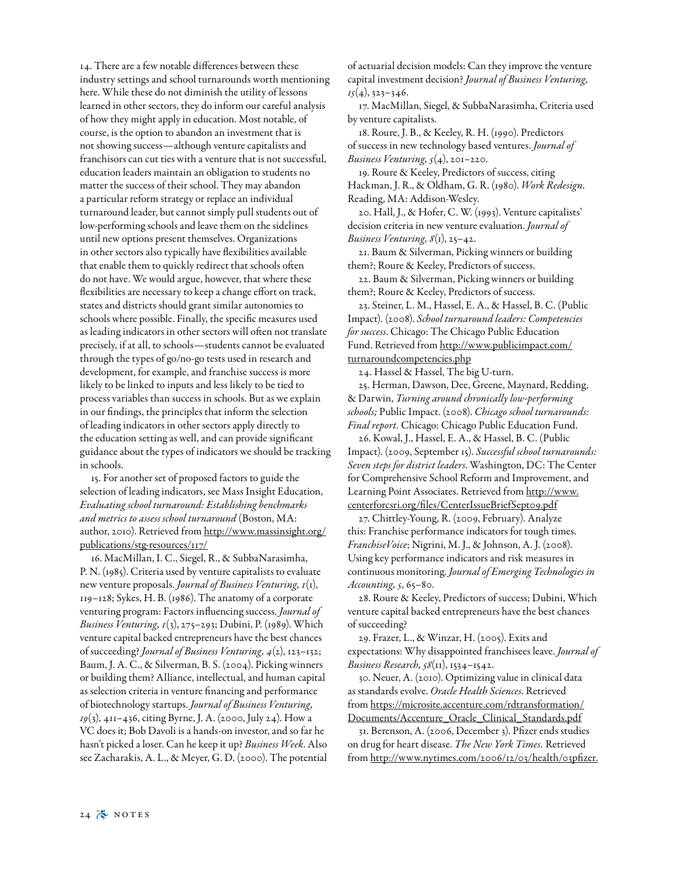14. There are a few notable differences between these industry settings and school turnarounds worth mentioning here. While these do not diminish the utility of lessons learned in other sectors, they do inform our careful analysis of how they might apply in education. Most notable, of course, is the option to abandon an investment that is not showing success—although venture capitalists and franchisors can cut ties with a venture that is not successful, education leaders maintain an obligation to students no matter the success of their school. They may abandon a particular reform strategy or replace an individual turnaround leader, but cannot simply pull students out of low-performing schools and leave them on the sidelines until new options present themselves. Organizations in other sectors also typically have flexibilities available that enable them to quickly redirect that schools often do not have. We would argue, however, that where these flexibilities are necessary to keep a change effort on track, states and districts should grant similar autonomies to schools where possible. Finally, the specific measures used as leading indicators in other sectors will often not translate precisely, if at all, to schools—students cannot be evaluated through the types of go/no-go tests used in research and development, for example, and franchise success is more likely to be linked to inputs and less likely to be tied to process variables than success in schools. But as we explain in our findings, the principles that inform the selection of leading indicators in other sectors apply directly to the education setting as well, and can provide significant guidance about the types of indicators we should be tracking in schools.

15. For another set of proposed factors to guide the selection of leading indicators, see Mass Insight Education, *Evaluating school turnaround: Establishing benchmarks and metrics to assess school turnaround* (Boston, MA: author, 2010). Retrieved from http://www.massinsight.org/publications/stg-resources/117/

16. MacMillan, I. C., Siegel, R., & SubbaNarasimha, P. N. (1985). Criteria used by venture capitalists to evaluate new venture proposals. *Journal of Business Venturing, 1*(1), 119–128; Sykes, H. B. (1986). The anatomy of a corporate venturing program: Factors influencing success. *Journal of Business Venturing, 1*(3), 275–293; Dubini, P. (1989). Which venture capital backed entrepreneurs have the best chances of succeeding? *Journal of Business Venturing, 4*(2), 123–132; Baum, J. A. C., & Silverman, B. S. (2004). Picking winners or building them? Alliance, intellectual, and human capital as selection criteria in venture financing and performance of biotechnology startups. *Journal of Business Venturing, 19*(3), 411–436, citing Byrne, J. A. (2000, July 24). How a VC does it; Bob Davoli is a hands-on investor, and so far he hasn't picked a loser. Can he keep it up? *Business Week*. Also see Zacharakis, A. L., & Meyer, G. D. (2000). The potential of actuarial decision models: Can they improve the venture capital investment decision? *Journal of Business Venturing, 15*(4), 323–346.

17. MacMillan, Siegel, & SubbaNarasimha, Criteria used by venture capitalists.

18. Roure, J. B., & Keeley, R. H. (1990). Predictors of success in new technology based ventures. *Journal of Business Venturing, 5*(4), 201–220.

19. Roure & Keeley, Predictors of success, citing Hackman, J. R., & Oldham, G. R. (1980). *Work Redesign*. Reading, MA: Addison-Wesley.

20. Hall, J., & Hofer, C. W. (1993). Venture capitalists' decision criteria in new venture evaluation. *Journal of Business Venturing, 8*(1), 25–42.

21. Baum & Silverman, Picking winners or building them?; Roure & Keeley, Predictors of success.

22. Baum & Silverman, Picking winners or building them?; Roure & Keeley, Predictors of success.

23. Steiner, L. M., Hassel, E. A., & Hassel, B. C. (Public Impact). (2008). *School turnaround leaders: Competencies for success*. Chicago: The Chicago Public Education Fund. Retrieved from http://www.publicimpact.com/turnaroundcompetencies.php

24. Hassel & Hassel, The big U-turn.

25. Herman, Dawson, Dee, Greene, Maynard, Redding, & Darwin, *Turning around chronically low-performing schools;* Public Impact. (2008). *Chicago school turnarounds: Final report.* Chicago: Chicago Public Education Fund.

26. Kowal, J., Hassel, E. A., & Hassel, B. C. (Public Impact). (2009, September 15). *Successful school turnarounds: Seven steps for district leaders*. Washington, DC: The Center for Comprehensive School Reform and Improvement, and Learning Point Associates. Retrieved from http://www.centerforcsri.org/files/CenterIssueBriefSept09.pdf

27. Chittley-Young, R. (2009, February). Analyze this: Franchise performance indicators for tough times. *FranchiseVoice*; Nigrini, M. J., & Johnson, A. J. (2008). Using key performance indicators and risk measures in continuous monitoring. *Journal of Emerging Technologies in Accounting, 5*, 65–80.

28. Roure & Keeley, Predictors of success; Dubini, Which venture capital backed entrepreneurs have the best chances of succeeding?

29. Frazer, L., & Winzar, H. (2005). Exits and expectations: Why disappointed franchisees leave. *Journal of Business Research, 58*(11), 1534–1542.

30. Neuer, A. (2010). Optimizing value in clinical data as standards evolve. *Oracle Health Sciences*. Retrieved from https://microsite.accenture.com/rdtransformation/Documents/Accenture_Oracle_Clinical_Standards.pdf

31. Berenson, A. (2006, December 3). Pfizer ends studies on drug for heart disease. *The New York Times.* Retrieved from http://www.nytimes.com/2006/12/03/health/03pfizer.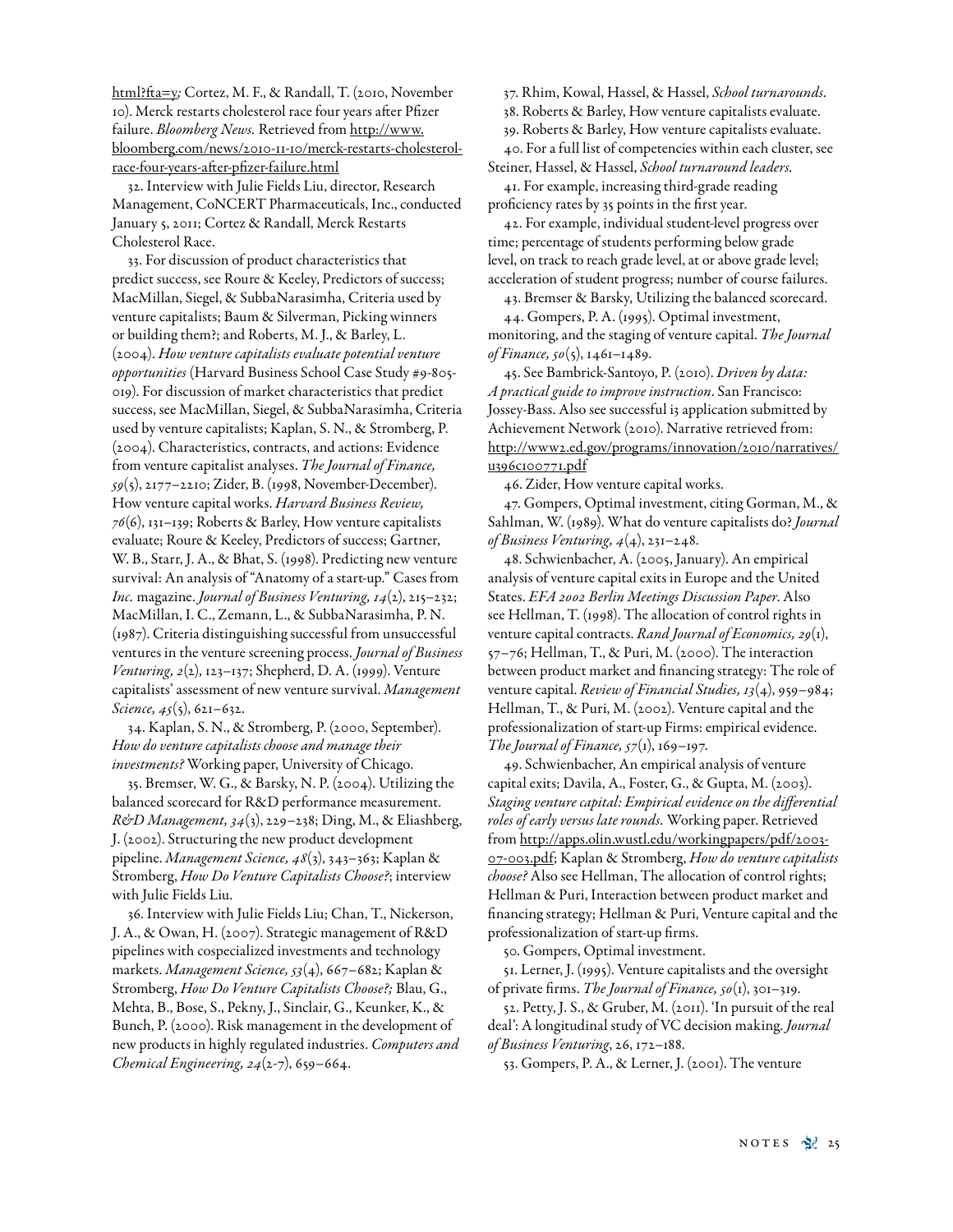html?fta=y; Cortez, M. F., & Randall, T. (2010, November 10). Merck restarts cholesterol race four years after Pfizer failure. *Bloomberg News.* Retrieved from http://www.bloomberg.com/news/2010-11-10/merck-restarts-cholesterol-race-four-years-after-pfizer-failure.html

32. Interview with Julie Fields Liu, director, Research Management, CoNCERT Pharmaceuticals, Inc., conducted January 5, 2011; Cortez & Randall, Merck Restarts Cholesterol Race.

33. For discussion of product characteristics that predict success, see Roure & Keeley, Predictors of success; MacMillan, Siegel, & SubbaNarasimha, Criteria used by venture capitalists; Baum & Silverman, Picking winners or building them?; and Roberts, M. J., & Barley, L. (2004). *How venture capitalists evaluate potential venture opportunities* (Harvard Business School Case Study #9-805-019). For discussion of market characteristics that predict success, see MacMillan, Siegel, & SubbaNarasimha, Criteria used by venture capitalists; Kaplan, S. N., & Stromberg, P. (2004). Characteristics, contracts, and actions: Evidence from venture capitalist analyses. *The Journal of Finance, 59*(5), 2177–2210; Zider, B. (1998, November-December). How venture capital works. *Harvard Business Review, 76*(6), 131–139; Roberts & Barley, How venture capitalists evaluate; Roure & Keeley, Predictors of success; Gartner, W. B., Starr, J. A., & Bhat, S. (1998). Predicting new venture survival: An analysis of "Anatomy of a start-up." Cases from *Inc.* magazine. *Journal of Business Venturing, 14*(2), 215–232; MacMillan, I. C., Zemann, L., & SubbaNarasimha, P. N. (1987). Criteria distinguishing successful from unsuccessful ventures in the venture screening process. *Journal of Business Venturing, 2*(2), 123–137; Shepherd, D. A. (1999). Venture capitalists' assessment of new venture survival. *Management Science, 45*(5), 621–632.

34. Kaplan, S. N., & Stromberg, P. (2000, September). *How do venture capitalists choose and manage their investments?* Working paper, University of Chicago.

35. Bremser, W. G., & Barsky, N. P. (2004). Utilizing the balanced scorecard for R&D performance measurement. *R&D Management, 34*(3), 229–238; Ding, M., & Eliashberg, J. (2002). Structuring the new product development pipeline. *Management Science, 48*(3), 343–363; Kaplan & Stromberg, *How Do Venture Capitalists Choose?*; interview with Julie Fields Liu.

36. Interview with Julie Fields Liu; Chan, T., Nickerson, J. A., & Owan, H. (2007). Strategic management of R&D pipelines with cospecialized investments and technology markets. *Management Science, 53*(4), 667–682; Kaplan & Stromberg, *How Do Venture Capitalists Choose?;* Blau, G., Mehta, B., Bose, S., Pekny, J., Sinclair, G., Keunker, K., & Bunch, P. (2000). Risk management in the development of new products in highly regulated industries. *Computers and Chemical Engineering, 24*(2-7), 659–664.

37. Rhim, Kowal, Hassel, & Hassel, *School turnarounds*.

38. Roberts & Barley, How venture capitalists evaluate.

39. Roberts & Barley, How venture capitalists evaluate.

40. For a full list of competencies within each cluster, see Steiner, Hassel, & Hassel, *School turnaround leaders*.

41. For example, increasing third-grade reading proficiency rates by 35 points in the first year.

42. For example, individual student-level progress over time; percentage of students performing below grade level, on track to reach grade level, at or above grade level; acceleration of student progress; number of course failures.

43. Bremser & Barsky, Utilizing the balanced scorecard.

44. Gompers, P. A. (1995). Optimal investment, monitoring, and the staging of venture capital. *The Journal of Finance, 50*(5), 1461–1489.

45. See Bambrick-Santoyo, P. (2010). *Driven by data: A practical guide to improve instruction*. San Francisco: Jossey-Bass. Also see successful i3 application submitted by Achievement Network (2010). Narrative retrieved from: http://www2.ed.gov/programs/innovation/2010/narratives/u396c100771.pdf

46. Zider, How venture capital works.

47. Gompers, Optimal investment, citing Gorman, M., & Sahlman, W. (1989). What do venture capitalists do? *Journal of Business Venturing, 4*(4), 231–248.

48. Schwienbacher, A. (2005, January). An empirical analysis of venture capital exits in Europe and the United States. *EFA 2002 Berlin Meetings Discussion Paper*. Also see Hellman, T. (1998). The allocation of control rights in venture capital contracts. *Rand Journal of Economics, 29*(1), 57–76; Hellman, T., & Puri, M. (2000). The interaction between product market and financing strategy: The role of venture capital. *Review of Financial Studies, 13*(4), 959–984; Hellman, T., & Puri, M. (2002). Venture capital and the professionalization of start-up Firms: empirical evidence. *The Journal of Finance, 57*(1), 169–197.

49. Schwienbacher, An empirical analysis of venture capital exits; Davila, A., Foster, G., & Gupta, M. (2003). *Staging venture capital: Empirical evidence on the differential roles of early versus late rounds.* Working paper. Retrieved from http://apps.olin.wustl.edu/workingpapers/pdf/2003-07-003.pdf; Kaplan & Stromberg, *How do venture capitalists choose?* Also see Hellman, The allocation of control rights; Hellman & Puri, Interaction between product market and financing strategy; Hellman & Puri, Venture capital and the professionalization of start-up firms.

50. Gompers, Optimal investment.

51. Lerner, J. (1995). Venture capitalists and the oversight of private firms. *The Journal of Finance, 50*(1), 301–319.

52. Petty, J. S., & Gruber, M. (2011). 'In pursuit of the real deal': A longitudinal study of VC decision making. *Journal of Business Venturing*, 26, 172–188.

53. Gompers, P. A., & Lerner, J. (2001). The venture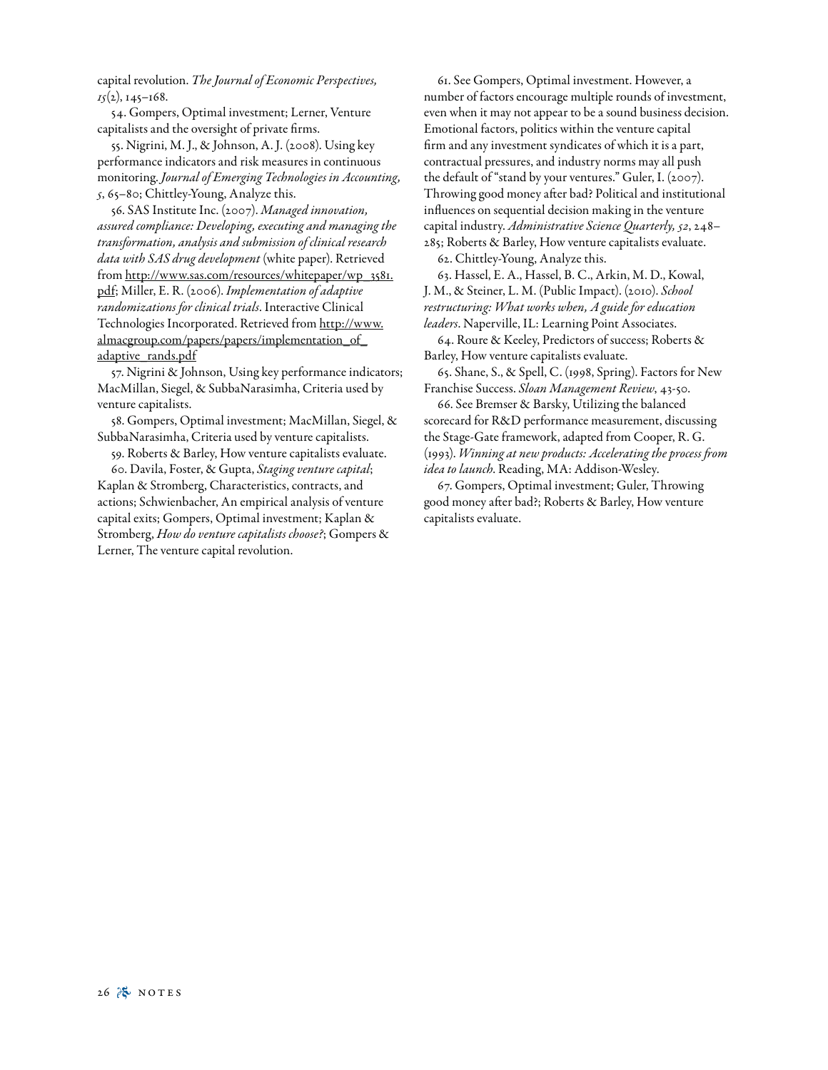capital revolution. *The Journal of Economic Perspectives, 15*(2), 145–168.

54. Gompers, Optimal investment; Lerner, Venture capitalists and the oversight of private firms.

55. Nigrini, M. J., & Johnson, A. J. (2008). Using key performance indicators and risk measures in continuous monitoring. *Journal of Emerging Technologies in Accounting, 5*, 65–80; Chittley-Young, Analyze this.

56. SAS Institute Inc. (2007). *Managed innovation, assured compliance: Developing, executing and managing the transformation, analysis and submission of clinical research data with SAS drug development* (white paper). Retrieved from http://www.sas.com/resources/whitepaper/wp_3581.pdf; Miller, E. R. (2006). *Implementation of adaptive randomizations for clinical trials*. Interactive Clinical Technologies Incorporated. Retrieved from http://www.almacgroup.com/papers/papers/implementation_of_adaptive_rands.pdf

57. Nigrini & Johnson, Using key performance indicators; MacMillan, Siegel, & SubbaNarasimha, Criteria used by venture capitalists.

58. Gompers, Optimal investment; MacMillan, Siegel, & SubbaNarasimha, Criteria used by venture capitalists.

59. Roberts & Barley, How venture capitalists evaluate.

60. Davila, Foster, & Gupta, *Staging venture capital*; Kaplan & Stromberg, Characteristics, contracts, and actions; Schwienbacher, An empirical analysis of venture capital exits; Gompers, Optimal investment; Kaplan & Stromberg, *How do venture capitalists choose?*; Gompers & Lerner, The venture capital revolution.

61. See Gompers, Optimal investment. However, a number of factors encourage multiple rounds of investment, even when it may not appear to be a sound business decision. Emotional factors, politics within the venture capital firm and any investment syndicates of which it is a part, contractual pressures, and industry norms may all push the default of "stand by your ventures." Guler, I. (2007). Throwing good money after bad? Political and institutional influences on sequential decision making in the venture capital industry. *Administrative Science Quarterly, 52*, 248–285; Roberts & Barley, How venture capitalists evaluate.

62. Chittley-Young, Analyze this.

63. Hassel, E. A., Hassel, B. C., Arkin, M. D., Kowal, J. M., & Steiner, L. M. (Public Impact). (2010). *School restructuring: What works when, A guide for education leaders*. Naperville, IL: Learning Point Associates.

64. Roure & Keeley, Predictors of success; Roberts & Barley, How venture capitalists evaluate.

65. Shane, S., & Spell, C. (1998, Spring). Factors for New Franchise Success. *Sloan Management Review*, 43-50.

66. See Bremser & Barsky, Utilizing the balanced scorecard for R&D performance measurement, discussing the Stage-Gate framework, adapted from Cooper, R. G. (1993). *Winning at new products: Accelerating the process from idea to launch*. Reading, MA: Addison-Wesley.

67. Gompers, Optimal investment; Guler, Throwing good money after bad?; Roberts & Barley, How venture capitalists evaluate.